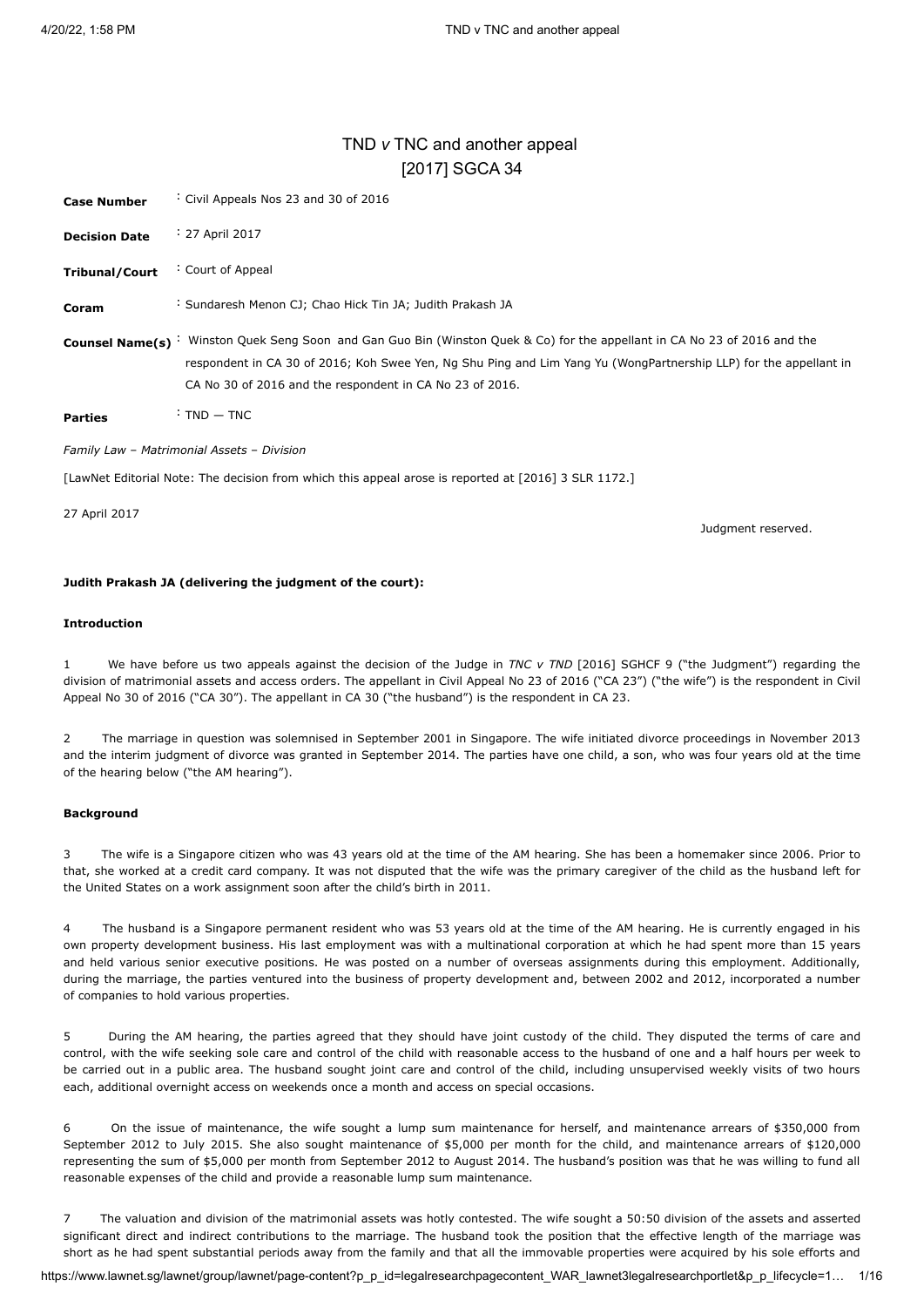# TND *v* TNC and another appeal
## [2017] SGCA 34

| | |
|---|---|
| **Case Number** | : Civil Appeals Nos 23 and 30 of 2016 |
| **Decision Date** | : 27 April 2017 |
| **Tribunal/Court** | : Court of Appeal |
| **Coram** | : Sundaresh Menon CJ; Chao Hick Tin JA; Judith Prakash JA |
| **Counsel Name(s)** | : Winston Quek Seng Soon and Gan Guo Bin (Winston Quek & Co) for the appellant in CA No 23 of 2016 and the respondent in CA 30 of 2016; Koh Swee Yen, Ng Shu Ping and Lim Yang Yu (WongPartnership LLP) for the appellant in CA No 30 of 2016 and the respondent in CA No 23 of 2016. |
| **Parties** | : TND — TNC |

*Family Law – Matrimonial Assets – Division*

[LawNet Editorial Note: The decision from which this appeal arose is reported at [2016] 3 SLR 1172.]

27 April 2017

Judgment reserved.

**Judith Prakash JA (delivering the judgment of the court):**

**Introduction**

1 We have before us two appeals against the decision of the Judge in *TNC v TND* [2016] SGHCF 9 ("the Judgment") regarding the division of matrimonial assets and access orders. The appellant in Civil Appeal No 23 of 2016 ("CA 23") ("the wife") is the respondent in Civil Appeal No 30 of 2016 ("CA 30"). The appellant in CA 30 ("the husband") is the respondent in CA 23.

2 The marriage in question was solemnised in September 2001 in Singapore. The wife initiated divorce proceedings in November 2013 and the interim judgment of divorce was granted in September 2014. The parties have one child, a son, who was four years old at the time of the hearing below ("the AM hearing").

**Background**

3 The wife is a Singapore citizen who was 43 years old at the time of the AM hearing. She has been a homemaker since 2006. Prior to that, she worked at a credit card company. It was not disputed that the wife was the primary caregiver of the child as the husband left for the United States on a work assignment soon after the child's birth in 2011.

4 The husband is a Singapore permanent resident who was 53 years old at the time of the AM hearing. He is currently engaged in his own property development business. His last employment was with a multinational corporation at which he had spent more than 15 years and held various senior executive positions. He was posted on a number of overseas assignments during this employment. Additionally, during the marriage, the parties ventured into the business of property development and, between 2002 and 2012, incorporated a number of companies to hold various properties.

5 During the AM hearing, the parties agreed that they should have joint custody of the child. They disputed the terms of care and control, with the wife seeking sole care and control of the child with reasonable access to the husband of one and a half hours per week to be carried out in a public area. The husband sought joint care and control of the child, including unsupervised weekly visits of two hours each, additional overnight access on weekends once a month and access on special occasions.

6 On the issue of maintenance, the wife sought a lump sum maintenance for herself, and maintenance arrears of $350,000 from September 2012 to July 2015. She also sought maintenance of $5,000 per month for the child, and maintenance arrears of $120,000 representing the sum of $5,000 per month from September 2012 to August 2014. The husband's position was that he was willing to fund all reasonable expenses of the child and provide a reasonable lump sum maintenance.

7 The valuation and division of the matrimonial assets was hotly contested. The wife sought a 50:50 division of the assets and asserted significant direct and indirect contributions to the marriage. The husband took the position that the effective length of the marriage was short as he had spent substantial periods away from the family and that all the immovable properties were acquired by his sole efforts and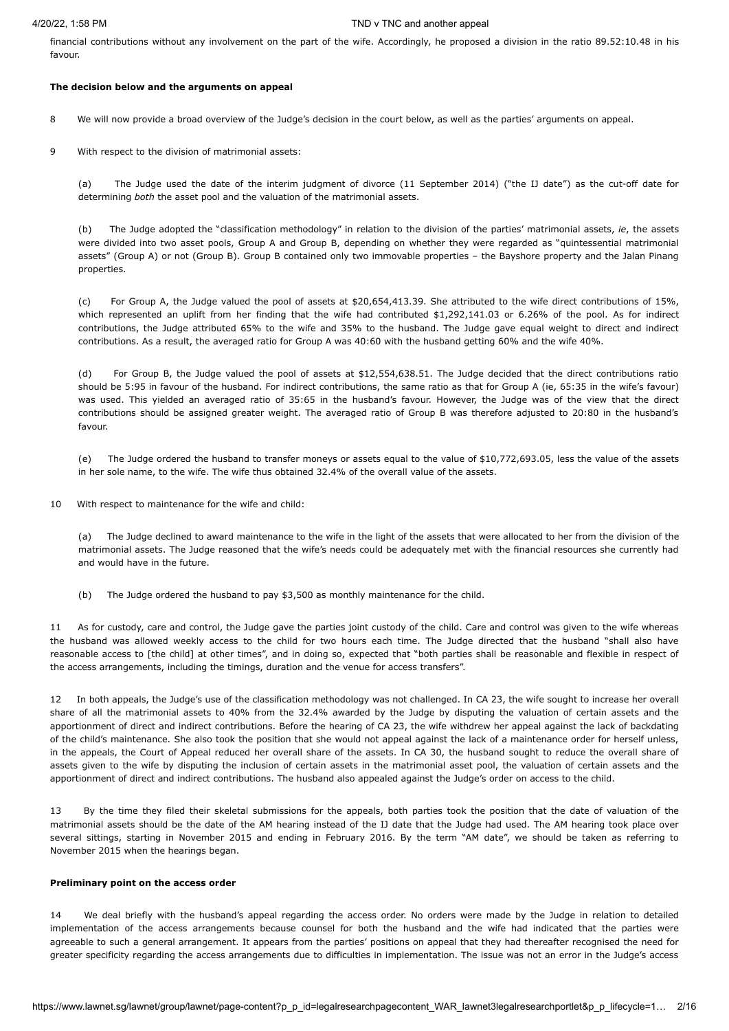financial contributions without any involvement on the part of the wife. Accordingly, he proposed a division in the ratio 89.52:10.48 in his favour.

**The decision below and the arguments on appeal**

8 We will now provide a broad overview of the Judge's decision in the court below, as well as the parties' arguments on appeal.

9 With respect to the division of matrimonial assets:

(a) The Judge used the date of the interim judgment of divorce (11 September 2014) ("the IJ date") as the cut-off date for determining *both* the asset pool and the valuation of the matrimonial assets.

(b) The Judge adopted the "classification methodology" in relation to the division of the parties' matrimonial assets, *ie*, the assets were divided into two asset pools, Group A and Group B, depending on whether they were regarded as "quintessential matrimonial assets" (Group A) or not (Group B). Group B contained only two immovable properties – the Bayshore property and the Jalan Pinang properties.

(c) For Group A, the Judge valued the pool of assets at $20,654,413.39. She attributed to the wife direct contributions of 15%, which represented an uplift from her finding that the wife had contributed $1,292,141.03 or 6.26% of the pool. As for indirect contributions, the Judge attributed 65% to the wife and 35% to the husband. The Judge gave equal weight to direct and indirect contributions. As a result, the averaged ratio for Group A was 40:60 with the husband getting 60% and the wife 40%.

(d) For Group B, the Judge valued the pool of assets at $12,554,638.51. The Judge decided that the direct contributions ratio should be 5:95 in favour of the husband. For indirect contributions, the same ratio as that for Group A (ie, 65:35 in the wife's favour) was used. This yielded an averaged ratio of 35:65 in the husband's favour. However, the Judge was of the view that the direct contributions should be assigned greater weight. The averaged ratio of Group B was therefore adjusted to 20:80 in the husband's favour.

(e) The Judge ordered the husband to transfer moneys or assets equal to the value of $10,772,693.05, less the value of the assets in her sole name, to the wife. The wife thus obtained 32.4% of the overall value of the assets.

10 With respect to maintenance for the wife and child:

(a) The Judge declined to award maintenance to the wife in the light of the assets that were allocated to her from the division of the matrimonial assets. The Judge reasoned that the wife's needs could be adequately met with the financial resources she currently had and would have in the future.

(b) The Judge ordered the husband to pay $3,500 as monthly maintenance for the child.

11 As for custody, care and control, the Judge gave the parties joint custody of the child. Care and control was given to the wife whereas the husband was allowed weekly access to the child for two hours each time. The Judge directed that the husband "shall also have reasonable access to [the child] at other times", and in doing so, expected that "both parties shall be reasonable and flexible in respect of the access arrangements, including the timings, duration and the venue for access transfers".

12 In both appeals, the Judge's use of the classification methodology was not challenged. In CA 23, the wife sought to increase her overall share of all the matrimonial assets to 40% from the 32.4% awarded by the Judge by disputing the valuation of certain assets and the apportionment of direct and indirect contributions. Before the hearing of CA 23, the wife withdrew her appeal against the lack of backdating of the child's maintenance. She also took the position that she would not appeal against the lack of a maintenance order for herself unless, in the appeals, the Court of Appeal reduced her overall share of the assets. In CA 30, the husband sought to reduce the overall share of assets given to the wife by disputing the inclusion of certain assets in the matrimonial asset pool, the valuation of certain assets and the apportionment of direct and indirect contributions. The husband also appealed against the Judge's order on access to the child.

13 By the time they filed their skeletal submissions for the appeals, both parties took the position that the date of valuation of the matrimonial assets should be the date of the AM hearing instead of the IJ date that the Judge had used. The AM hearing took place over several sittings, starting in November 2015 and ending in February 2016. By the term "AM date", we should be taken as referring to November 2015 when the hearings began.

**Preliminary point on the access order**

14 We deal briefly with the husband's appeal regarding the access order. No orders were made by the Judge in relation to detailed implementation of the access arrangements because counsel for both the husband and the wife had indicated that the parties were agreeable to such a general arrangement. It appears from the parties' positions on appeal that they had thereafter recognised the need for greater specificity regarding the access arrangements due to difficulties in implementation. The issue was not an error in the Judge's access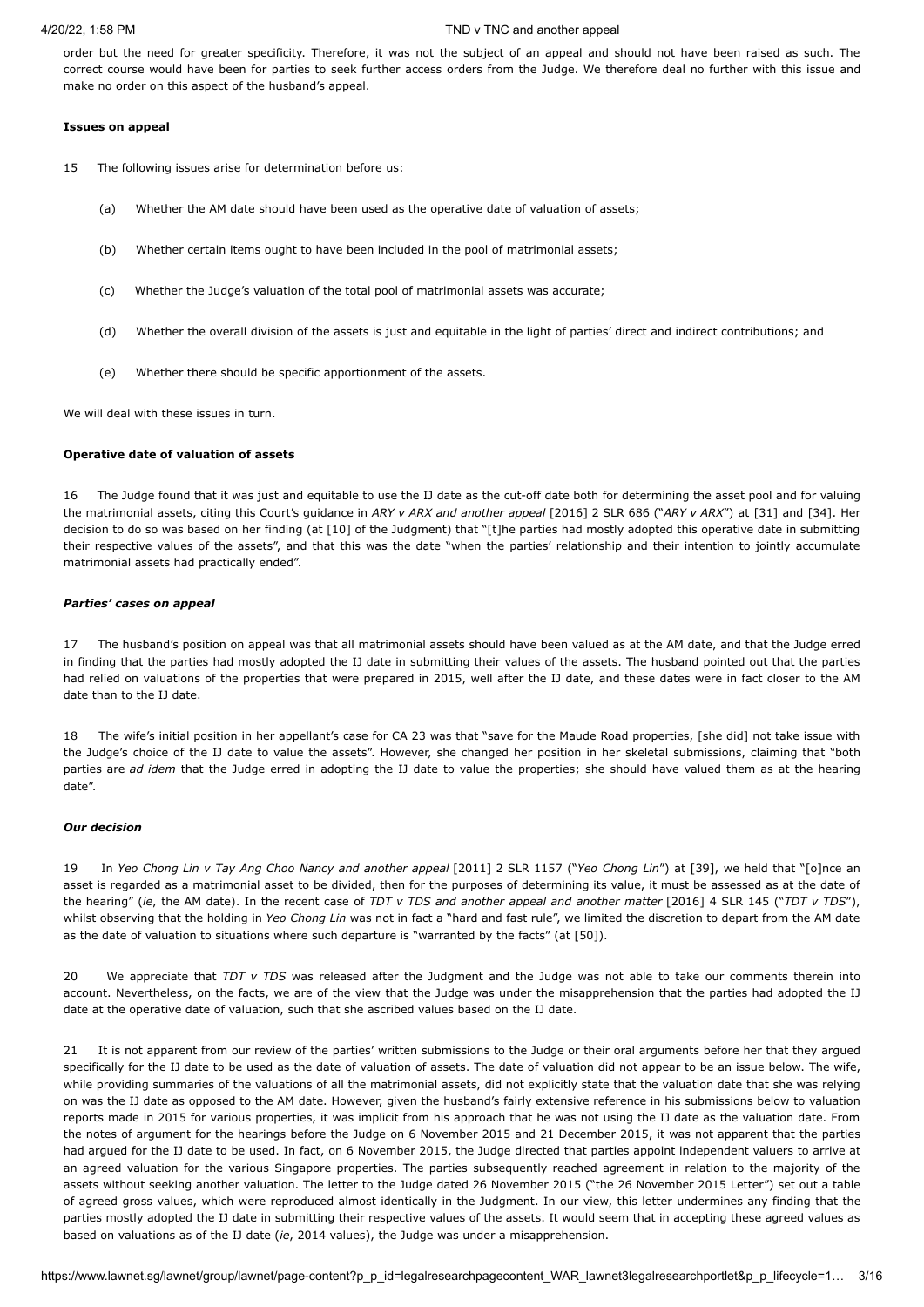order but the need for greater specificity. Therefore, it was not the subject of an appeal and should not have been raised as such. The correct course would have been for parties to seek further access orders from the Judge. We therefore deal no further with this issue and make no order on this aspect of the husband's appeal.

**Issues on appeal**

15 The following issues arise for determination before us:

(a) Whether the AM date should have been used as the operative date of valuation of assets;

(b) Whether certain items ought to have been included in the pool of matrimonial assets;

(c) Whether the Judge's valuation of the total pool of matrimonial assets was accurate;

(d) Whether the overall division of the assets is just and equitable in the light of parties' direct and indirect contributions; and

(e) Whether there should be specific apportionment of the assets.

We will deal with these issues in turn.

**Operative date of valuation of assets**

16 The Judge found that it was just and equitable to use the IJ date as the cut-off date both for determining the asset pool and for valuing the matrimonial assets, citing this Court's guidance in *ARY v ARX and another appeal* [2016] 2 SLR 686 ("*ARY v ARX*") at [31] and [34]. Her decision to do so was based on her finding (at [10] of the Judgment) that "[t]he parties had mostly adopted this operative date in submitting their respective values of the assets", and that this was the date "when the parties' relationship and their intention to jointly accumulate matrimonial assets had practically ended".

***Parties' cases on appeal***

17 The husband's position on appeal was that all matrimonial assets should have been valued as at the AM date, and that the Judge erred in finding that the parties had mostly adopted the IJ date in submitting their values of the assets. The husband pointed out that the parties had relied on valuations of the properties that were prepared in 2015, well after the IJ date, and these dates were in fact closer to the AM date than to the IJ date.

18 The wife's initial position in her appellant's case for CA 23 was that "save for the Maude Road properties, [she did] not take issue with the Judge's choice of the IJ date to value the assets". However, she changed her position in her skeletal submissions, claiming that "both parties are *ad idem* that the Judge erred in adopting the IJ date to value the properties; she should have valued them as at the hearing date".

***Our decision***

19 In *Yeo Chong Lin v Tay Ang Choo Nancy and another appeal* [2011] 2 SLR 1157 ("*Yeo Chong Lin*") at [39], we held that "[o]nce an asset is regarded as a matrimonial asset to be divided, then for the purposes of determining its value, it must be assessed as at the date of the hearing" (*ie*, the AM date). In the recent case of *TDT v TDS and another appeal and another matter* [2016] 4 SLR 145 ("*TDT v TDS*"), whilst observing that the holding in *Yeo Chong Lin* was not in fact a "hard and fast rule", we limited the discretion to depart from the AM date as the date of valuation to situations where such departure is "warranted by the facts" (at [50]).

20 We appreciate that *TDT v TDS* was released after the Judgment and the Judge was not able to take our comments therein into account. Nevertheless, on the facts, we are of the view that the Judge was under the misapprehension that the parties had adopted the IJ date at the operative date of valuation, such that she ascribed values based on the IJ date.

21 It is not apparent from our review of the parties' written submissions to the Judge or their oral arguments before her that they argued specifically for the IJ date to be used as the date of valuation of assets. The date of valuation did not appear to be an issue below. The wife, while providing summaries of the valuations of all the matrimonial assets, did not explicitly state that the valuation date that she was relying on was the IJ date as opposed to the AM date. However, given the husband's fairly extensive reference in his submissions below to valuation reports made in 2015 for various properties, it was implicit from his approach that he was not using the IJ date as the valuation date. From the notes of argument for the hearings before the Judge on 6 November 2015 and 21 December 2015, it was not apparent that the parties had argued for the IJ date to be used. In fact, on 6 November 2015, the Judge directed that parties appoint independent valuers to arrive at an agreed valuation for the various Singapore properties. The parties subsequently reached agreement in relation to the majority of the assets without seeking another valuation. The letter to the Judge dated 26 November 2015 ("the 26 November 2015 Letter") set out a table of agreed gross values, which were reproduced almost identically in the Judgment. In our view, this letter undermines any finding that the parties mostly adopted the IJ date in submitting their respective values of the assets. It would seem that in accepting these agreed values as based on valuations as of the IJ date (*ie*, 2014 values), the Judge was under a misapprehension.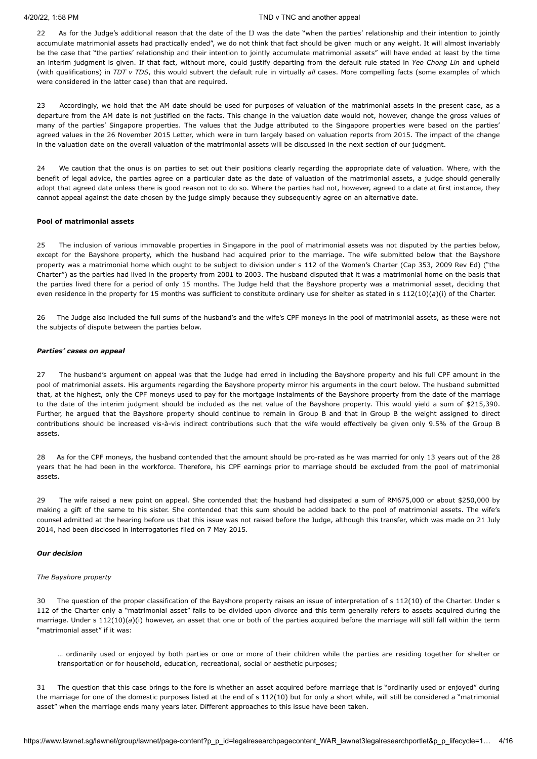22 As for the Judge's additional reason that the date of the IJ was the date "when the parties' relationship and their intention to jointly accumulate matrimonial assets had practically ended", we do not think that fact should be given much or any weight. It will almost invariably be the case that "the parties' relationship and their intention to jointly accumulate matrimonial assets" will have ended at least by the time an interim judgment is given. If that fact, without more, could justify departing from the default rule stated in *Yeo Chong Lin* and upheld (with qualifications) in *TDT v TDS*, this would subvert the default rule in virtually *all* cases. More compelling facts (some examples of which were considered in the latter case) than that are required.

23 Accordingly, we hold that the AM date should be used for purposes of valuation of the matrimonial assets in the present case, as a departure from the AM date is not justified on the facts. This change in the valuation date would not, however, change the gross values of many of the parties' Singapore properties. The values that the Judge attributed to the Singapore properties were based on the parties' agreed values in the 26 November 2015 Letter, which were in turn largely based on valuation reports from 2015. The impact of the change in the valuation date on the overall valuation of the matrimonial assets will be discussed in the next section of our judgment.

24 We caution that the onus is on parties to set out their positions clearly regarding the appropriate date of valuation. Where, with the benefit of legal advice, the parties agree on a particular date as the date of valuation of the matrimonial assets, a judge should generally adopt that agreed date unless there is good reason not to do so. Where the parties had not, however, agreed to a date at first instance, they cannot appeal against the date chosen by the judge simply because they subsequently agree on an alternative date.

**Pool of matrimonial assets**

25 The inclusion of various immovable properties in Singapore in the pool of matrimonial assets was not disputed by the parties below, except for the Bayshore property, which the husband had acquired prior to the marriage. The wife submitted below that the Bayshore property was a matrimonial home which ought to be subject to division under s 112 of the Women's Charter (Cap 353, 2009 Rev Ed) ("the Charter") as the parties had lived in the property from 2001 to 2003. The husband disputed that it was a matrimonial home on the basis that the parties lived there for a period of only 15 months. The Judge held that the Bayshore property was a matrimonial asset, deciding that even residence in the property for 15 months was sufficient to constitute ordinary use for shelter as stated in s 112(10)(*a*)(i) of the Charter.

26 The Judge also included the full sums of the husband's and the wife's CPF moneys in the pool of matrimonial assets, as these were not the subjects of dispute between the parties below.

***Parties' cases on appeal***

27 The husband's argument on appeal was that the Judge had erred in including the Bayshore property and his full CPF amount in the pool of matrimonial assets. His arguments regarding the Bayshore property mirror his arguments in the court below. The husband submitted that, at the highest, only the CPF moneys used to pay for the mortgage instalments of the Bayshore property from the date of the marriage to the date of the interim judgment should be included as the net value of the Bayshore property. This would yield a sum of $215,390. Further, he argued that the Bayshore property should continue to remain in Group B and that in Group B the weight assigned to direct contributions should be increased vis-à-vis indirect contributions such that the wife would effectively be given only 9.5% of the Group B assets.

28 As for the CPF moneys, the husband contended that the amount should be pro-rated as he was married for only 13 years out of the 28 years that he had been in the workforce. Therefore, his CPF earnings prior to marriage should be excluded from the pool of matrimonial assets.

29 The wife raised a new point on appeal. She contended that the husband had dissipated a sum of RM675,000 or about $250,000 by making a gift of the same to his sister. She contended that this sum should be added back to the pool of matrimonial assets. The wife's counsel admitted at the hearing before us that this issue was not raised before the Judge, although this transfer, which was made on 21 July 2014, had been disclosed in interrogatories filed on 7 May 2015.

***Our decision***

*The Bayshore property*

30 The question of the proper classification of the Bayshore property raises an issue of interpretation of s 112(10) of the Charter. Under s 112 of the Charter only a "matrimonial asset" falls to be divided upon divorce and this term generally refers to assets acquired during the marriage. Under s 112(10)(*a*)(i) however, an asset that one or both of the parties acquired before the marriage will still fall within the term "matrimonial asset" if it was:

> … ordinarily used or enjoyed by both parties or one or more of their children while the parties are residing together for shelter or transportation or for household, education, recreational, social or aesthetic purposes;

31 The question that this case brings to the fore is whether an asset acquired before marriage that is "ordinarily used or enjoyed" during the marriage for one of the domestic purposes listed at the end of s 112(10) but for only a short while, will still be considered a "matrimonial asset" when the marriage ends many years later. Different approaches to this issue have been taken.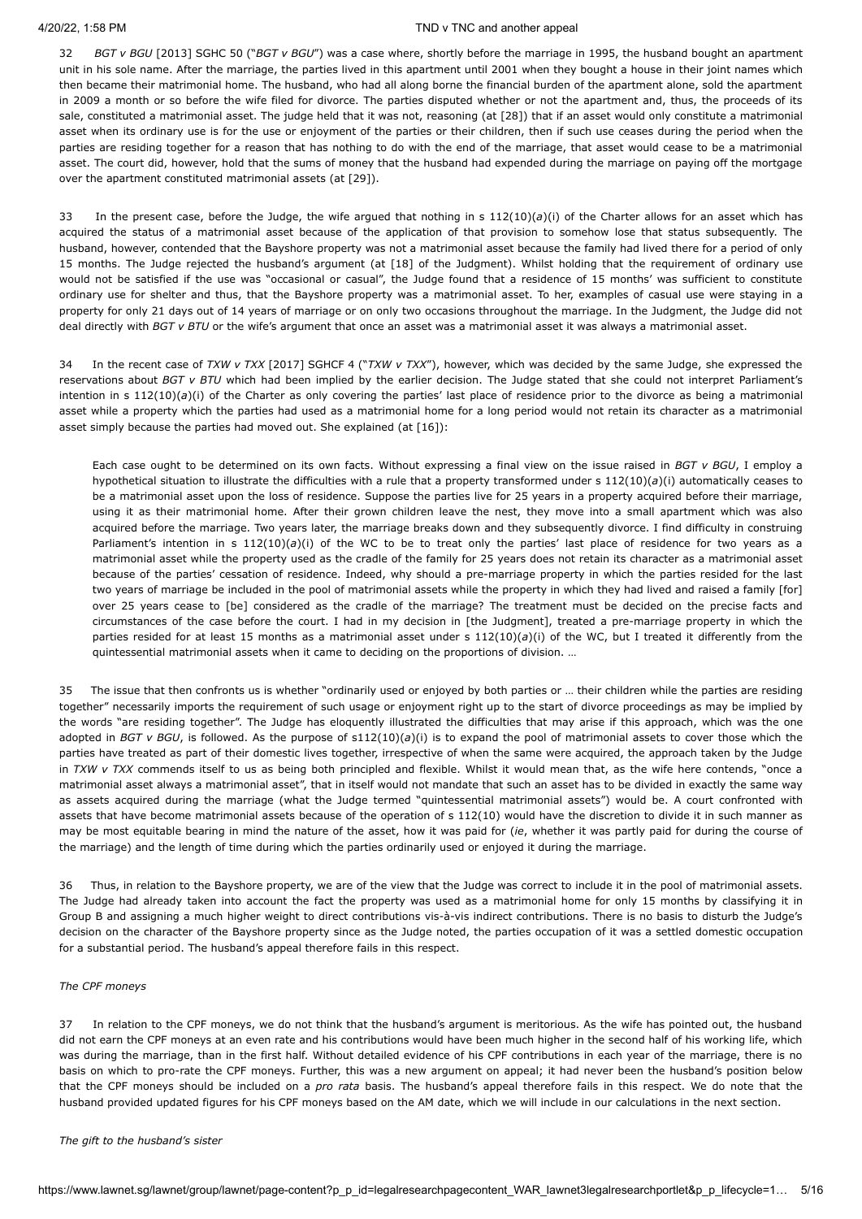32 *BGT v BGU* [2013] SGHC 50 ("*BGT v BGU*") was a case where, shortly before the marriage in 1995, the husband bought an apartment unit in his sole name. After the marriage, the parties lived in this apartment until 2001 when they bought a house in their joint names which then became their matrimonial home. The husband, who had all along borne the financial burden of the apartment alone, sold the apartment in 2009 a month or so before the wife filed for divorce. The parties disputed whether or not the apartment and, thus, the proceeds of its sale, constituted a matrimonial asset. The judge held that it was not, reasoning (at [28]) that if an asset would only constitute a matrimonial asset when its ordinary use is for the use or enjoyment of the parties or their children, then if such use ceases during the period when the parties are residing together for a reason that has nothing to do with the end of the marriage, that asset would cease to be a matrimonial asset. The court did, however, hold that the sums of money that the husband had expended during the marriage on paying off the mortgage over the apartment constituted matrimonial assets (at [29]).

33 In the present case, before the Judge, the wife argued that nothing in s 112(10)(*a*)(i) of the Charter allows for an asset which has acquired the status of a matrimonial asset because of the application of that provision to somehow lose that status subsequently. The husband, however, contended that the Bayshore property was not a matrimonial asset because the family had lived there for a period of only 15 months. The Judge rejected the husband's argument (at [18] of the Judgment). Whilst holding that the requirement of ordinary use would not be satisfied if the use was "occasional or casual", the Judge found that a residence of 15 months' was sufficient to constitute ordinary use for shelter and thus, that the Bayshore property was a matrimonial asset. To her, examples of casual use were staying in a property for only 21 days out of 14 years of marriage or on only two occasions throughout the marriage. In the Judgment, the Judge did not deal directly with *BGT v BTU* or the wife's argument that once an asset was a matrimonial asset it was always a matrimonial asset.

34 In the recent case of *TXW v TXX* [2017] SGHCF 4 ("*TXW v TXX*"), however, which was decided by the same Judge, she expressed the reservations about *BGT v BTU* which had been implied by the earlier decision. The Judge stated that she could not interpret Parliament's intention in s 112(10)(*a*)(i) of the Charter as only covering the parties' last place of residence prior to the divorce as being a matrimonial asset while a property which the parties had used as a matrimonial home for a long period would not retain its character as a matrimonial asset simply because the parties had moved out. She explained (at [16]):

> Each case ought to be determined on its own facts. Without expressing a final view on the issue raised in *BGT v BGU*, I employ a hypothetical situation to illustrate the difficulties with a rule that a property transformed under s 112(10)(*a*)(i) automatically ceases to be a matrimonial asset upon the loss of residence. Suppose the parties live for 25 years in a property acquired before their marriage, using it as their matrimonial home. After their grown children leave the nest, they move into a small apartment which was also acquired before the marriage. Two years later, the marriage breaks down and they subsequently divorce. I find difficulty in construing Parliament's intention in s 112(10)(*a*)(i) of the WC to be to treat only the parties' last place of residence for two years as a matrimonial asset while the property used as the cradle of the family for 25 years does not retain its character as a matrimonial asset because of the parties' cessation of residence. Indeed, why should a pre-marriage property in which the parties resided for the last two years of marriage be included in the pool of matrimonial assets while the property in which they had lived and raised a family [for] over 25 years cease to [be] considered as the cradle of the marriage? The treatment must be decided on the precise facts and circumstances of the case before the court. I had in my decision in [the Judgment], treated a pre-marriage property in which the parties resided for at least 15 months as a matrimonial asset under s 112(10)(*a*)(i) of the WC, but I treated it differently from the quintessential matrimonial assets when it came to deciding on the proportions of division. …

35 The issue that then confronts us is whether "ordinarily used or enjoyed by both parties or … their children while the parties are residing together" necessarily imports the requirement of such usage or enjoyment right up to the start of divorce proceedings as may be implied by the words "are residing together". The Judge has eloquently illustrated the difficulties that may arise if this approach, which was the one adopted in *BGT v BGU*, is followed. As the purpose of s112(10)(*a*)(i) is to expand the pool of matrimonial assets to cover those which the parties have treated as part of their domestic lives together, irrespective of when the same were acquired, the approach taken by the Judge in *TXW v TXX* commends itself to us as being both principled and flexible. Whilst it would mean that, as the wife here contends, "once a matrimonial asset always a matrimonial asset", that in itself would not mandate that such an asset has to be divided in exactly the same way as assets acquired during the marriage (what the Judge termed "quintessential matrimonial assets") would be. A court confronted with assets that have become matrimonial assets because of the operation of s 112(10) would have the discretion to divide it in such manner as may be most equitable bearing in mind the nature of the asset, how it was paid for (*ie*, whether it was partly paid for during the course of the marriage) and the length of time during which the parties ordinarily used or enjoyed it during the marriage.

36 Thus, in relation to the Bayshore property, we are of the view that the Judge was correct to include it in the pool of matrimonial assets. The Judge had already taken into account the fact the property was used as a matrimonial home for only 15 months by classifying it in Group B and assigning a much higher weight to direct contributions vis-à-vis indirect contributions. There is no basis to disturb the Judge's decision on the character of the Bayshore property since as the Judge noted, the parties occupation of it was a settled domestic occupation for a substantial period. The husband's appeal therefore fails in this respect.

*The CPF moneys*

37 In relation to the CPF moneys, we do not think that the husband's argument is meritorious. As the wife has pointed out, the husband did not earn the CPF moneys at an even rate and his contributions would have been much higher in the second half of his working life, which was during the marriage, than in the first half. Without detailed evidence of his CPF contributions in each year of the marriage, there is no basis on which to pro-rate the CPF moneys. Further, this was a new argument on appeal; it had never been the husband's position below that the CPF moneys should be included on a *pro rata* basis. The husband's appeal therefore fails in this respect. We do note that the husband provided updated figures for his CPF moneys based on the AM date, which we will include in our calculations in the next section.

*The gift to the husband's sister*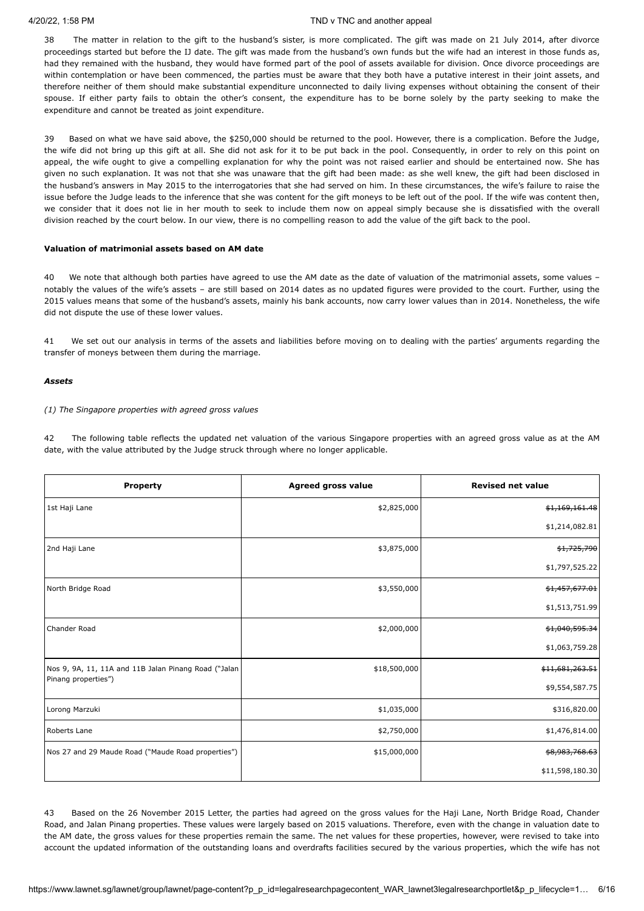38 The matter in relation to the gift to the husband's sister, is more complicated. The gift was made on 21 July 2014, after divorce proceedings started but before the IJ date. The gift was made from the husband's own funds but the wife had an interest in those funds as, had they remained with the husband, they would have formed part of the pool of assets available for division. Once divorce proceedings are within contemplation or have been commenced, the parties must be aware that they both have a putative interest in their joint assets, and therefore neither of them should make substantial expenditure unconnected to daily living expenses without obtaining the consent of their spouse. If either party fails to obtain the other's consent, the expenditure has to be borne solely by the party seeking to make the expenditure and cannot be treated as joint expenditure.

39 Based on what we have said above, the $250,000 should be returned to the pool. However, there is a complication. Before the Judge, the wife did not bring up this gift at all. She did not ask for it to be put back in the pool. Consequently, in order to rely on this point on appeal, the wife ought to give a compelling explanation for why the point was not raised earlier and should be entertained now. She has given no such explanation. It was not that she was unaware that the gift had been made: as she well knew, the gift had been disclosed in the husband's answers in May 2015 to the interrogatories that she had served on him. In these circumstances, the wife's failure to raise the issue before the Judge leads to the inference that she was content for the gift moneys to be left out of the pool. If the wife was content then, we consider that it does not lie in her mouth to seek to include them now on appeal simply because she is dissatisfied with the overall division reached by the court below. In our view, there is no compelling reason to add the value of the gift back to the pool.

**Valuation of matrimonial assets based on AM date**

40 We note that although both parties have agreed to use the AM date as the date of valuation of the matrimonial assets, some values – notably the values of the wife's assets – are still based on 2014 dates as no updated figures were provided to the court. Further, using the 2015 values means that some of the husband's assets, mainly his bank accounts, now carry lower values than in 2014. Nonetheless, the wife did not dispute the use of these lower values.

41 We set out our analysis in terms of the assets and liabilities before moving on to dealing with the parties' arguments regarding the transfer of moneys between them during the marriage.

***Assets***

*(1) The Singapore properties with agreed gross values*

42 The following table reflects the updated net valuation of the various Singapore properties with an agreed gross value as at the AM date, with the value attributed by the Judge struck through where no longer applicable.

| Property | Agreed gross value | Revised net value |
|---|---|---|
| 1st Haji Lane | $2,825,000 | ~~$1,169,161.48~~<br>$1,214,082.81 |
| 2nd Haji Lane | $3,875,000 | ~~$1,725,790~~<br>$1,797,525.22 |
| North Bridge Road | $3,550,000 | ~~$1,457,677.01~~<br>$1,513,751.99 |
| Chander Road | $2,000,000 | ~~$1,040,595.34~~<br>$1,063,759.28 |
| Nos 9, 9A, 11, 11A and 11B Jalan Pinang Road ("Jalan Pinang properties") | $18,500,000 | ~~$11,681,263.51~~<br>$9,554,587.75 |
| Lorong Marzuki | $1,035,000 | $316,820.00 |
| Roberts Lane | $2,750,000 | $1,476,814.00 |
| Nos 27 and 29 Maude Road ("Maude Road properties") | $15,000,000 | ~~$8,983,768.63~~<br>$11,598,180.30 |

43 Based on the 26 November 2015 Letter, the parties had agreed on the gross values for the Haji Lane, North Bridge Road, Chander Road, and Jalan Pinang properties. These values were largely based on 2015 valuations. Therefore, even with the change in valuation date to the AM date, the gross values for these properties remain the same. The net values for these properties, however, were revised to take into account the updated information of the outstanding loans and overdrafts facilities secured by the various properties, which the wife has not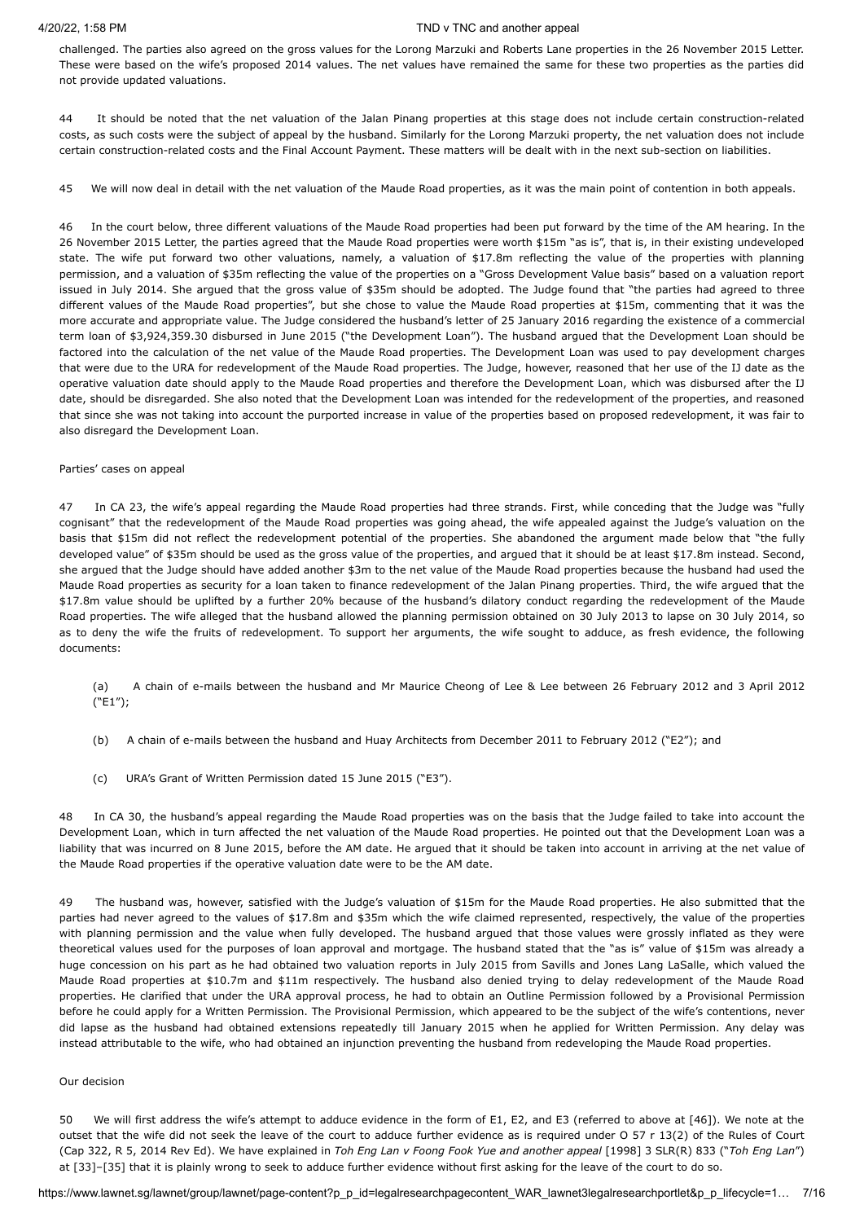challenged. The parties also agreed on the gross values for the Lorong Marzuki and Roberts Lane properties in the 26 November 2015 Letter. These were based on the wife's proposed 2014 values. The net values have remained the same for these two properties as the parties did not provide updated valuations.

44 It should be noted that the net valuation of the Jalan Pinang properties at this stage does not include certain construction-related costs, as such costs were the subject of appeal by the husband. Similarly for the Lorong Marzuki property, the net valuation does not include certain construction-related costs and the Final Account Payment. These matters will be dealt with in the next sub-section on liabilities.

45 We will now deal in detail with the net valuation of the Maude Road properties, as it was the main point of contention in both appeals.

46 In the court below, three different valuations of the Maude Road properties had been put forward by the time of the AM hearing. In the 26 November 2015 Letter, the parties agreed that the Maude Road properties were worth $15m "as is", that is, in their existing undeveloped state. The wife put forward two other valuations, namely, a valuation of $17.8m reflecting the value of the properties with planning permission, and a valuation of $35m reflecting the value of the properties on a "Gross Development Value basis" based on a valuation report issued in July 2014. She argued that the gross value of $35m should be adopted. The Judge found that "the parties had agreed to three different values of the Maude Road properties", but she chose to value the Maude Road properties at $15m, commenting that it was the more accurate and appropriate value. The Judge considered the husband's letter of 25 January 2016 regarding the existence of a commercial term loan of $3,924,359.30 disbursed in June 2015 ("the Development Loan"). The husband argued that the Development Loan should be factored into the calculation of the net value of the Maude Road properties. The Development Loan was used to pay development charges that were due to the URA for redevelopment of the Maude Road properties. The Judge, however, reasoned that her use of the IJ date as the operative valuation date should apply to the Maude Road properties and therefore the Development Loan, which was disbursed after the IJ date, should be disregarded. She also noted that the Development Loan was intended for the redevelopment of the properties, and reasoned that since she was not taking into account the purported increase in value of the properties based on proposed redevelopment, it was fair to also disregard the Development Loan.

Parties' cases on appeal

47 In CA 23, the wife's appeal regarding the Maude Road properties had three strands. First, while conceding that the Judge was "fully cognisant" that the redevelopment of the Maude Road properties was going ahead, the wife appealed against the Judge's valuation on the basis that $15m did not reflect the redevelopment potential of the properties. She abandoned the argument made below that "the fully developed value" of $35m should be used as the gross value of the properties, and argued that it should be at least $17.8m instead. Second, she argued that the Judge should have added another $3m to the net value of the Maude Road properties because the husband had used the Maude Road properties as security for a loan taken to finance redevelopment of the Jalan Pinang properties. Third, the wife argued that the $17.8m value should be uplifted by a further 20% because of the husband's dilatory conduct regarding the redevelopment of the Maude Road properties. The wife alleged that the husband allowed the planning permission obtained on 30 July 2013 to lapse on 30 July 2014, so as to deny the wife the fruits of redevelopment. To support her arguments, the wife sought to adduce, as fresh evidence, the following documents:

(a) A chain of e-mails between the husband and Mr Maurice Cheong of Lee & Lee between 26 February 2012 and 3 April 2012 ("E1");

(b) A chain of e-mails between the husband and Huay Architects from December 2011 to February 2012 ("E2"); and

(c) URA's Grant of Written Permission dated 15 June 2015 ("E3").

48 In CA 30, the husband's appeal regarding the Maude Road properties was on the basis that the Judge failed to take into account the Development Loan, which in turn affected the net valuation of the Maude Road properties. He pointed out that the Development Loan was a liability that was incurred on 8 June 2015, before the AM date. He argued that it should be taken into account in arriving at the net value of the Maude Road properties if the operative valuation date were to be the AM date.

49 The husband was, however, satisfied with the Judge's valuation of $15m for the Maude Road properties. He also submitted that the parties had never agreed to the values of $17.8m and $35m which the wife claimed represented, respectively, the value of the properties with planning permission and the value when fully developed. The husband argued that those values were grossly inflated as they were theoretical values used for the purposes of loan approval and mortgage. The husband stated that the "as is" value of $15m was already a huge concession on his part as he had obtained two valuation reports in July 2015 from Savills and Jones Lang LaSalle, which valued the Maude Road properties at $10.7m and $11m respectively. The husband also denied trying to delay redevelopment of the Maude Road properties. He clarified that under the URA approval process, he had to obtain an Outline Permission followed by a Provisional Permission before he could apply for a Written Permission. The Provisional Permission, which appeared to be the subject of the wife's contentions, never did lapse as the husband had obtained extensions repeatedly till January 2015 when he applied for Written Permission. Any delay was instead attributable to the wife, who had obtained an injunction preventing the husband from redeveloping the Maude Road properties.

Our decision

50 We will first address the wife's attempt to adduce evidence in the form of E1, E2, and E3 (referred to above at [46]). We note at the outset that the wife did not seek the leave of the court to adduce further evidence as is required under O 57 r 13(2) of the Rules of Court (Cap 322, R 5, 2014 Rev Ed). We have explained in *Toh Eng Lan v Foong Fook Yue and another appeal* [1998] 3 SLR(R) 833 ("*Toh Eng Lan*") at [33]–[35] that it is plainly wrong to seek to adduce further evidence without first asking for the leave of the court to do so.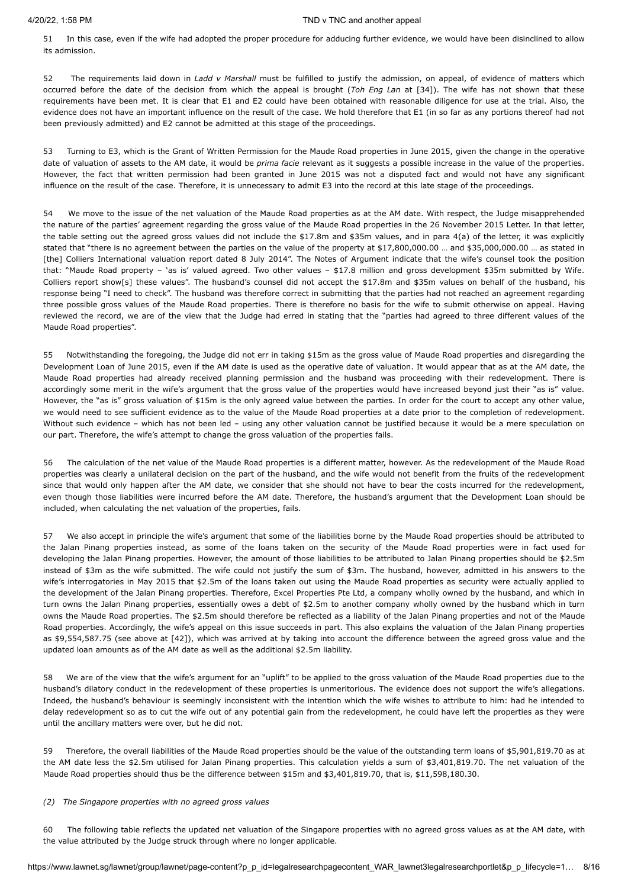51 In this case, even if the wife had adopted the proper procedure for adducing further evidence, we would have been disinclined to allow its admission.

52 The requirements laid down in *Ladd v Marshall* must be fulfilled to justify the admission, on appeal, of evidence of matters which occurred before the date of the decision from which the appeal is brought (*Toh Eng Lan* at [34]). The wife has not shown that these requirements have been met. It is clear that E1 and E2 could have been obtained with reasonable diligence for use at the trial. Also, the evidence does not have an important influence on the result of the case. We hold therefore that E1 (in so far as any portions thereof had not been previously admitted) and E2 cannot be admitted at this stage of the proceedings.

53 Turning to E3, which is the Grant of Written Permission for the Maude Road properties in June 2015, given the change in the operative date of valuation of assets to the AM date, it would be *prima facie* relevant as it suggests a possible increase in the value of the properties. However, the fact that written permission had been granted in June 2015 was not a disputed fact and would not have any significant influence on the result of the case. Therefore, it is unnecessary to admit E3 into the record at this late stage of the proceedings.

54 We move to the issue of the net valuation of the Maude Road properties as at the AM date. With respect, the Judge misapprehended the nature of the parties' agreement regarding the gross value of the Maude Road properties in the 26 November 2015 Letter. In that letter, the table setting out the agreed gross values did not include the $17.8m and $35m values, and in para 4(a) of the letter, it was explicitly stated that "there is no agreement between the parties on the value of the property at $17,800,000.00 … and $35,000,000.00 … as stated in [the] Colliers International valuation report dated 8 July 2014". The Notes of Argument indicate that the wife's counsel took the position that: "Maude Road property – 'as is' valued agreed. Two other values – $17.8 million and gross development $35m submitted by Wife. Colliers report show[s] these values". The husband's counsel did not accept the $17.8m and $35m values on behalf of the husband, his response being "I need to check". The husband was therefore correct in submitting that the parties had not reached an agreement regarding three possible gross values of the Maude Road properties. There is therefore no basis for the wife to submit otherwise on appeal. Having reviewed the record, we are of the view that the Judge had erred in stating that the "parties had agreed to three different values of the Maude Road properties".

55 Notwithstanding the foregoing, the Judge did not err in taking $15m as the gross value of Maude Road properties and disregarding the Development Loan of June 2015, even if the AM date is used as the operative date of valuation. It would appear that as at the AM date, the Maude Road properties had already received planning permission and the husband was proceeding with their redevelopment. There is accordingly some merit in the wife's argument that the gross value of the properties would have increased beyond just their "as is" value. However, the "as is" gross valuation of $15m is the only agreed value between the parties. In order for the court to accept any other value, we would need to see sufficient evidence as to the value of the Maude Road properties at a date prior to the completion of redevelopment. Without such evidence – which has not been led – using any other valuation cannot be justified because it would be a mere speculation on our part. Therefore, the wife's attempt to change the gross valuation of the properties fails.

56 The calculation of the net value of the Maude Road properties is a different matter, however. As the redevelopment of the Maude Road properties was clearly a unilateral decision on the part of the husband, and the wife would not benefit from the fruits of the redevelopment since that would only happen after the AM date, we consider that she should not have to bear the costs incurred for the redevelopment, even though those liabilities were incurred before the AM date. Therefore, the husband's argument that the Development Loan should be included, when calculating the net valuation of the properties, fails.

57 We also accept in principle the wife's argument that some of the liabilities borne by the Maude Road properties should be attributed to the Jalan Pinang properties instead, as some of the loans taken on the security of the Maude Road properties were in fact used for developing the Jalan Pinang properties. However, the amount of those liabilities to be attributed to Jalan Pinang properties should be $2.5m instead of $3m as the wife submitted. The wife could not justify the sum of $3m. The husband, however, admitted in his answers to the wife's interrogatories in May 2015 that $2.5m of the loans taken out using the Maude Road properties as security were actually applied to the development of the Jalan Pinang properties. Therefore, Excel Properties Pte Ltd, a company wholly owned by the husband, and which in turn owns the Jalan Pinang properties, essentially owes a debt of $2.5m to another company wholly owned by the husband which in turn owns the Maude Road properties. The $2.5m should therefore be reflected as a liability of the Jalan Pinang properties and not of the Maude Road properties. Accordingly, the wife's appeal on this issue succeeds in part. This also explains the valuation of the Jalan Pinang properties as $9,554,587.75 (see above at [42]), which was arrived at by taking into account the difference between the agreed gross value and the updated loan amounts as of the AM date as well as the additional $2.5m liability.

58 We are of the view that the wife's argument for an "uplift" to be applied to the gross valuation of the Maude Road properties due to the husband's dilatory conduct in the redevelopment of these properties is unmeritorious. The evidence does not support the wife's allegations. Indeed, the husband's behaviour is seemingly inconsistent with the intention which the wife wishes to attribute to him: had he intended to delay redevelopment so as to cut the wife out of any potential gain from the redevelopment, he could have left the properties as they were until the ancillary matters were over, but he did not.

59 Therefore, the overall liabilities of the Maude Road properties should be the value of the outstanding term loans of $5,901,819.70 as at the AM date less the $2.5m utilised for Jalan Pinang properties. This calculation yields a sum of $3,401,819.70. The net valuation of the Maude Road properties should thus be the difference between $15m and $3,401,819.70, that is, $11,598,180.30.

*(2) The Singapore properties with no agreed gross values*

60 The following table reflects the updated net valuation of the Singapore properties with no agreed gross values as at the AM date, with the value attributed by the Judge struck through where no longer applicable.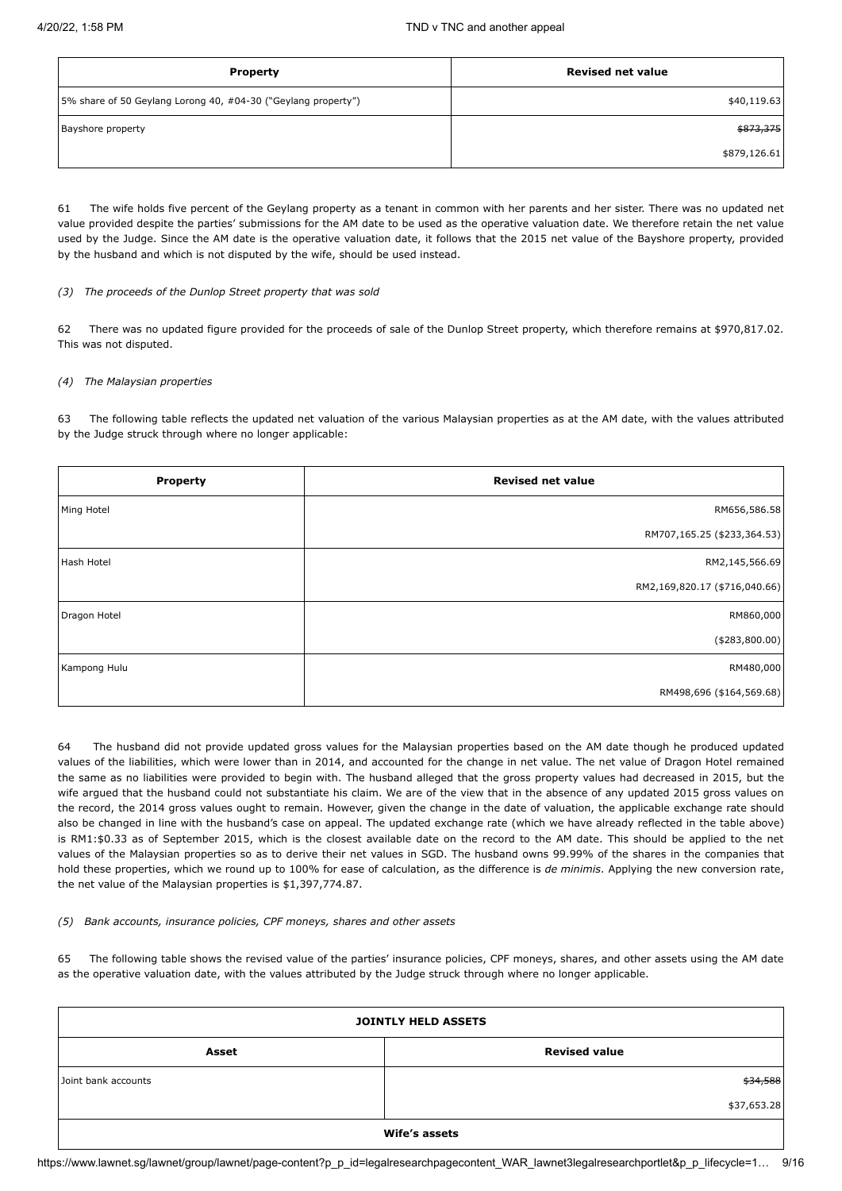| Property | Revised net value |
|---|---|
| 5% share of 50 Geylang Lorong 40, #04-30 ("Geylang property") | $40,119.63 |
| Bayshore property | ~~$873,375~~<br>$879,126.61 |

61 The wife holds five percent of the Geylang property as a tenant in common with her parents and her sister. There was no updated net value provided despite the parties' submissions for the AM date to be used as the operative valuation date. We therefore retain the net value used by the Judge. Since the AM date is the operative valuation date, it follows that the 2015 net value of the Bayshore property, provided by the husband and which is not disputed by the wife, should be used instead.

*(3) The proceeds of the Dunlop Street property that was sold*

62 There was no updated figure provided for the proceeds of sale of the Dunlop Street property, which therefore remains at $970,817.02. This was not disputed.

*(4) The Malaysian properties*

63 The following table reflects the updated net valuation of the various Malaysian properties as at the AM date, with the values attributed by the Judge struck through where no longer applicable:

| Property | Revised net value |
|---|---|
| Ming Hotel | ~~RM656,586.58~~<br>RM707,165.25 ($233,364.53) |
| Hash Hotel | ~~RM2,145,566.69~~<br>RM2,169,820.17 ($716,040.66) |
| Dragon Hotel | RM860,000<br>($283,800.00) |
| Kampong Hulu | ~~RM480,000~~<br>RM498,696 ($164,569.68) |

64 The husband did not provide updated gross values for the Malaysian properties based on the AM date though he produced updated values of the liabilities, which were lower than in 2014, and accounted for the change in net value. The net value of Dragon Hotel remained the same as no liabilities were provided to begin with. The husband alleged that the gross property values had decreased in 2015, but the wife argued that the husband could not substantiate his claim. We are of the view that in the absence of any updated 2015 gross values on the record, the 2014 gross values ought to remain. However, given the change in the date of valuation, the applicable exchange rate should also be changed in line with the husband's case on appeal. The updated exchange rate (which we have already reflected in the table above) is RM1:$0.33 as of September 2015, which is the closest available date on the record to the AM date. This should be applied to the net values of the Malaysian properties so as to derive their net values in SGD. The husband owns 99.99% of the shares in the companies that hold these properties, which we round up to 100% for ease of calculation, as the difference is *de minimis*. Applying the new conversion rate, the net value of the Malaysian properties is $1,397,774.87.

*(5) Bank accounts, insurance policies, CPF moneys, shares and other assets*

65 The following table shows the revised value of the parties' insurance policies, CPF moneys, shares, and other assets using the AM date as the operative valuation date, with the values attributed by the Judge struck through where no longer applicable.

| **JOINTLY HELD ASSETS** | |
|---|---|
| **Asset** | **Revised value** |
| Joint bank accounts | ~~$34,588~~<br>$37,653.28 |
| **Wife's assets** | |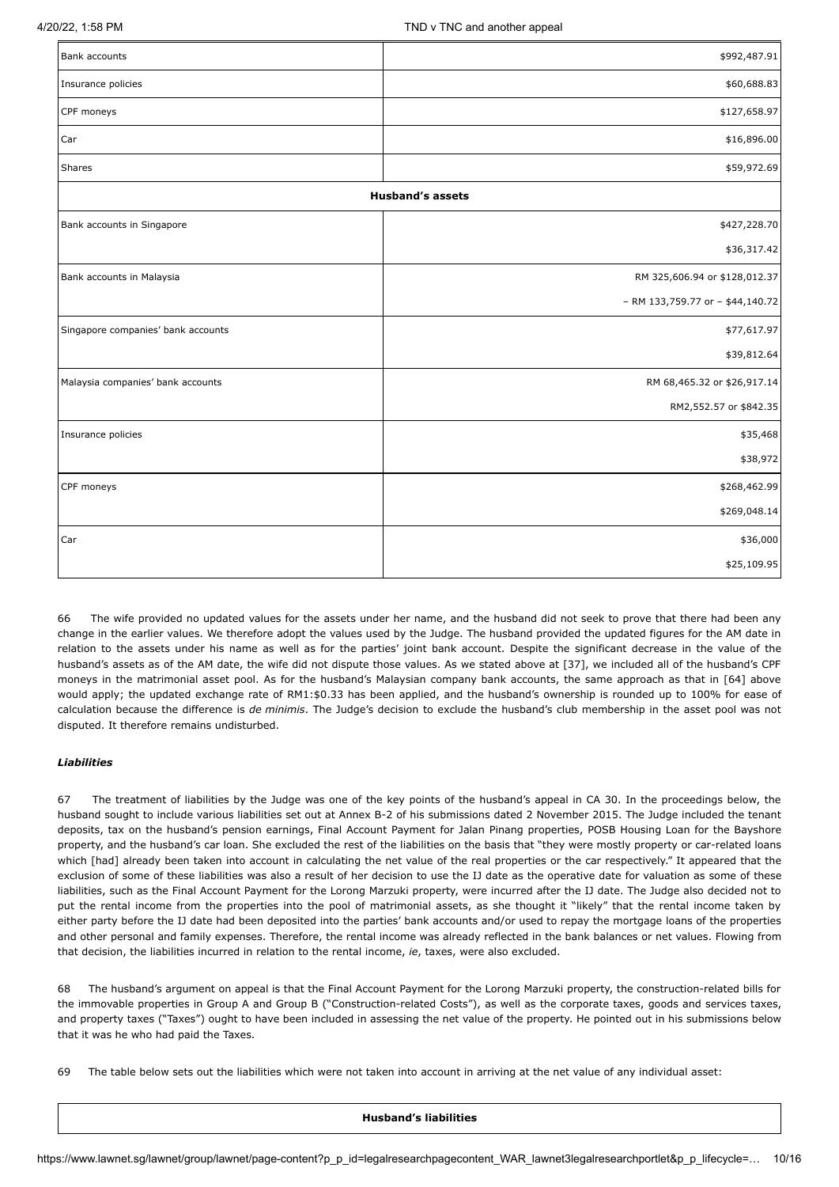| | |
|---|---|
| Bank accounts | $992,487.91 |
| Insurance policies | $60,688.83 |
| CPF moneys | $127,658.97 |
| Car | $16,896.00 |
| Shares | $59,972.69 |
| **Husband's assets** | |
| Bank accounts in Singapore | $427,228.70 |
| | $36,317.42 |
| Bank accounts in Malaysia | RM 325,606.94 or $128,012.37 |
| | – RM 133,759.77 or – $44,140.72 |
| Singapore companies' bank accounts | $77,617.97 |
| | $39,812.64 |
| Malaysia companies' bank accounts | RM 68,465.32 or $26,917.14 |
| | RM2,552.57 or $842.35 |
| Insurance policies | $35,468 |
| | $38,972 |
| CPF moneys | $268,462.99 |
| | $269,048.14 |
| Car | $36,000 |
| | $25,109.95 |

66 The wife provided no updated values for the assets under her name, and the husband did not seek to prove that there had been any change in the earlier values. We therefore adopt the values used by the Judge. The husband provided the updated figures for the AM date in relation to the assets under his name as well as for the parties' joint bank account. Despite the significant decrease in the value of the husband's assets as of the AM date, the wife did not dispute those values. As we stated above at [37], we included all of the husband's CPF moneys in the matrimonial asset pool. As for the husband's Malaysian company bank accounts, the same approach as that in [64] above would apply; the updated exchange rate of RM1:$0.33 has been applied, and the husband's ownership is rounded up to 100% for ease of calculation because the difference is *de minimis*. The Judge's decision to exclude the husband's club membership in the asset pool was not disputed. It therefore remains undisturbed.

### *Liabilities*

67 The treatment of liabilities by the Judge was one of the key points of the husband's appeal in CA 30. In the proceedings below, the husband sought to include various liabilities set out at Annex B-2 of his submissions dated 2 November 2015. The Judge included the tenant deposits, tax on the husband's pension earnings, Final Account Payment for Jalan Pinang properties, POSB Housing Loan for the Bayshore property, and the husband's car loan. She excluded the rest of the liabilities on the basis that "they were mostly property or car-related loans which [had] already been taken into account in calculating the net value of the real properties or the car respectively." It appeared that the exclusion of some of these liabilities was also a result of her decision to use the IJ date as the operative date for valuation as some of these liabilities, such as the Final Account Payment for the Lorong Marzuki property, were incurred after the IJ date. The Judge also decided not to put the rental income from the properties into the pool of matrimonial assets, as she thought it "likely" that the rental income taken by either party before the IJ date had been deposited into the parties' bank accounts and/or used to repay the mortgage loans of the properties and other personal and family expenses. Therefore, the rental income was already reflected in the bank balances or net values. Flowing from that decision, the liabilities incurred in relation to the rental income, *ie*, taxes, were also excluded.

68 The husband's argument on appeal is that the Final Account Payment for the Lorong Marzuki property, the construction-related bills for the immovable properties in Group A and Group B ("Construction-related Costs"), as well as the corporate taxes, goods and services taxes, and property taxes ("Taxes") ought to have been included in assessing the net value of the property. He pointed out in his submissions below that it was he who had paid the Taxes.

69 The table below sets out the liabilities which were not taken into account in arriving at the net value of any individual asset:

| **Husband's liabilities** |
|---|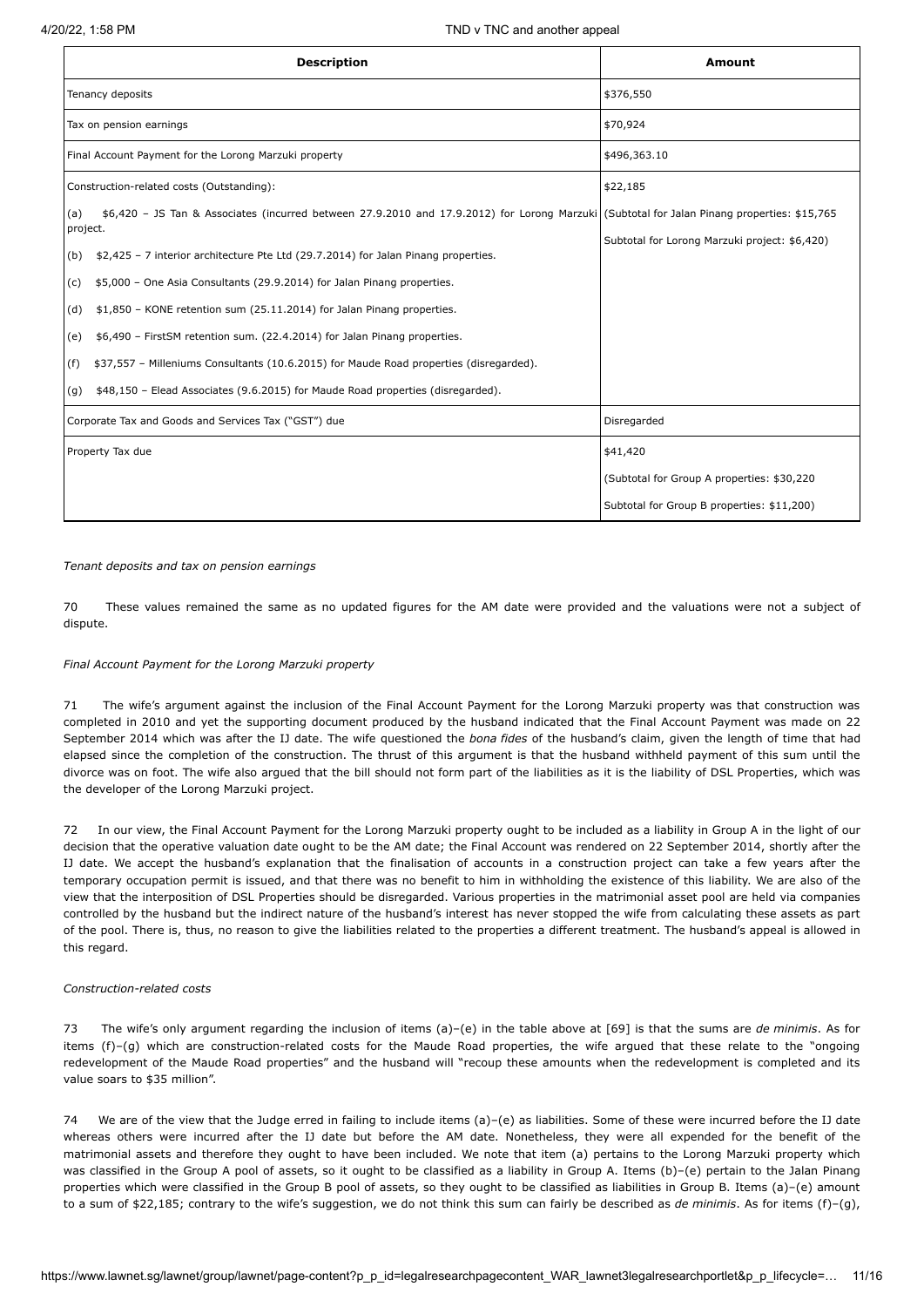| Description | Amount |
|---|---|
| Tenancy deposits | $376,550 |
| Tax on pension earnings | $70,924 |
| Final Account Payment for the Lorong Marzuki property | $496,363.10 |
| Construction-related costs (Outstanding):<br><br>(a) $6,420 – JS Tan & Associates (incurred between 27.9.2010 and 17.9.2012) for Lorong Marzuki project.<br><br>(b) $2,425 – 7 interior architecture Pte Ltd (29.7.2014) for Jalan Pinang properties.<br><br>(c) $5,000 – One Asia Consultants (29.9.2014) for Jalan Pinang properties.<br><br>(d) $1,850 – KONE retention sum (25.11.2014) for Jalan Pinang properties.<br><br>(e) $6,490 – FirstSM retention sum. (22.4.2014) for Jalan Pinang properties.<br><br>(f) $37,557 – Milleniums Consultants (10.6.2015) for Maude Road properties (disregarded).<br><br>(g) $48,150 – Elead Associates (9.6.2015) for Maude Road properties (disregarded). | $22,185<br><br>(Subtotal for Jalan Pinang properties: $15,765<br><br>Subtotal for Lorong Marzuki project: $6,420) |
| Corporate Tax and Goods and Services Tax ("GST") due | Disregarded |
| Property Tax due | $41,420<br><br>(Subtotal for Group A properties: $30,220<br><br>Subtotal for Group B properties: $11,200) |

*Tenant deposits and tax on pension earnings*

70 These values remained the same as no updated figures for the AM date were provided and the valuations were not a subject of dispute.

*Final Account Payment for the Lorong Marzuki property*

71 The wife's argument against the inclusion of the Final Account Payment for the Lorong Marzuki property was that construction was completed in 2010 and yet the supporting document produced by the husband indicated that the Final Account Payment was made on 22 September 2014 which was after the IJ date. The wife questioned the *bona fides* of the husband's claim, given the length of time that had elapsed since the completion of the construction. The thrust of this argument is that the husband withheld payment of this sum until the divorce was on foot. The wife also argued that the bill should not form part of the liabilities as it is the liability of DSL Properties, which was the developer of the Lorong Marzuki project.

72 In our view, the Final Account Payment for the Lorong Marzuki property ought to be included as a liability in Group A in the light of our decision that the operative valuation date ought to be the AM date; the Final Account was rendered on 22 September 2014, shortly after the IJ date. We accept the husband's explanation that the finalisation of accounts in a construction project can take a few years after the temporary occupation permit is issued, and that there was no benefit to him in withholding the existence of this liability. We are also of the view that the interposition of DSL Properties should be disregarded. Various properties in the matrimonial asset pool are held via companies controlled by the husband but the indirect nature of the husband's interest has never stopped the wife from calculating these assets as part of the pool. There is, thus, no reason to give the liabilities related to the properties a different treatment. The husband's appeal is allowed in this regard.

*Construction-related costs*

73 The wife's only argument regarding the inclusion of items (a)–(e) in the table above at [69] is that the sums are *de minimis*. As for items (f)–(g) which are construction-related costs for the Maude Road properties, the wife argued that these relate to the "ongoing redevelopment of the Maude Road properties" and the husband will "recoup these amounts when the redevelopment is completed and its value soars to $35 million".

74 We are of the view that the Judge erred in failing to include items (a)–(e) as liabilities. Some of these were incurred before the IJ date whereas others were incurred after the IJ date but before the AM date. Nonetheless, they were all expended for the benefit of the matrimonial assets and therefore they ought to have been included. We note that item (a) pertains to the Lorong Marzuki property which was classified in the Group A pool of assets, so it ought to be classified as a liability in Group A. Items (b)–(e) pertain to the Jalan Pinang properties which were classified in the Group B pool of assets, so they ought to be classified as liabilities in Group B. Items (a)–(e) amount to a sum of $22,185; contrary to the wife's suggestion, we do not think this sum can fairly be described as *de minimis*. As for items (f)–(g),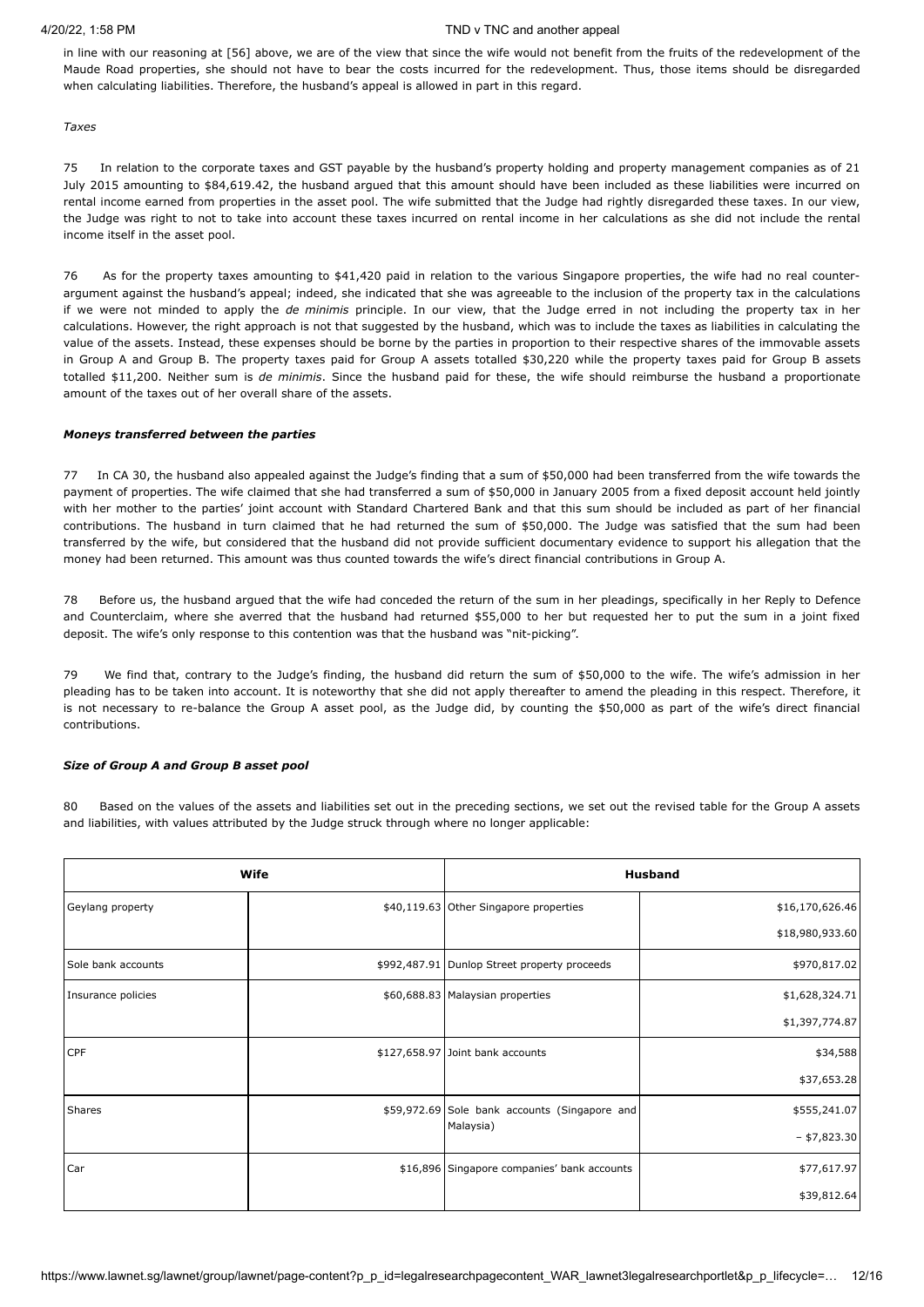in line with our reasoning at [56] above, we are of the view that since the wife would not benefit from the fruits of the redevelopment of the Maude Road properties, she should not have to bear the costs incurred for the redevelopment. Thus, those items should be disregarded when calculating liabilities. Therefore, the husband's appeal is allowed in part in this regard.

*Taxes*

75 In relation to the corporate taxes and GST payable by the husband's property holding and property management companies as of 21 July 2015 amounting to $84,619.42, the husband argued that this amount should have been included as these liabilities were incurred on rental income earned from properties in the asset pool. The wife submitted that the Judge had rightly disregarded these taxes. In our view, the Judge was right to not to take into account these taxes incurred on rental income in her calculations as she did not include the rental income itself in the asset pool.

76 As for the property taxes amounting to $41,420 paid in relation to the various Singapore properties, the wife had no real counter-argument against the husband's appeal; indeed, she indicated that she was agreeable to the inclusion of the property tax in the calculations if we were not minded to apply the *de minimis* principle. In our view, that the Judge erred in not including the property tax in her calculations. However, the right approach is not that suggested by the husband, which was to include the taxes as liabilities in calculating the value of the assets. Instead, these expenses should be borne by the parties in proportion to their respective shares of the immovable assets in Group A and Group B. The property taxes paid for Group A assets totalled $30,220 while the property taxes paid for Group B assets totalled $11,200. Neither sum is *de minimis*. Since the husband paid for these, the wife should reimburse the husband a proportionate amount of the taxes out of her overall share of the assets.

***Moneys transferred between the parties***

77 In CA 30, the husband also appealed against the Judge's finding that a sum of $50,000 had been transferred from the wife towards the payment of properties. The wife claimed that she had transferred a sum of $50,000 in January 2005 from a fixed deposit account held jointly with her mother to the parties' joint account with Standard Chartered Bank and that this sum should be included as part of her financial contributions. The husband in turn claimed that he had returned the sum of $50,000. The Judge was satisfied that the sum had been transferred by the wife, but considered that the husband did not provide sufficient documentary evidence to support his allegation that the money had been returned. This amount was thus counted towards the wife's direct financial contributions in Group A.

78 Before us, the husband argued that the wife had conceded the return of the sum in her pleadings, specifically in her Reply to Defence and Counterclaim, where she averred that the husband had returned $55,000 to her but requested her to put the sum in a joint fixed deposit. The wife's only response to this contention was that the husband was "nit-picking".

79 We find that, contrary to the Judge's finding, the husband did return the sum of $50,000 to the wife. The wife's admission in her pleading has to be taken into account. It is noteworthy that she did not apply thereafter to amend the pleading in this respect. Therefore, it is not necessary to re-balance the Group A asset pool, as the Judge did, by counting the $50,000 as part of the wife's direct financial contributions.

***Size of Group A and Group B asset pool***

80 Based on the values of the assets and liabilities set out in the preceding sections, we set out the revised table for the Group A assets and liabilities, with values attributed by the Judge struck through where no longer applicable:

| Wife | | Husband | |
|---|---|---|---|
| Geylang property | $40,119.63 | Other Singapore properties | $16,170,626.46<br>$18,980,933.60 |
| Sole bank accounts | $992,487.91 | Dunlop Street property proceeds | $970,817.02 |
| Insurance policies | $60,688.83 | Malaysian properties | $1,628,324.71<br>$1,397,774.87 |
| CPF | $127,658.97 | Joint bank accounts | $34,588<br>$37,653.28 |
| Shares | $59,972.69 | Sole bank accounts (Singapore and Malaysia) | $555,241.07<br>– $7,823.30 |
| Car | $16,896 | Singapore companies' bank accounts | $77,617.97<br>$39,812.64 |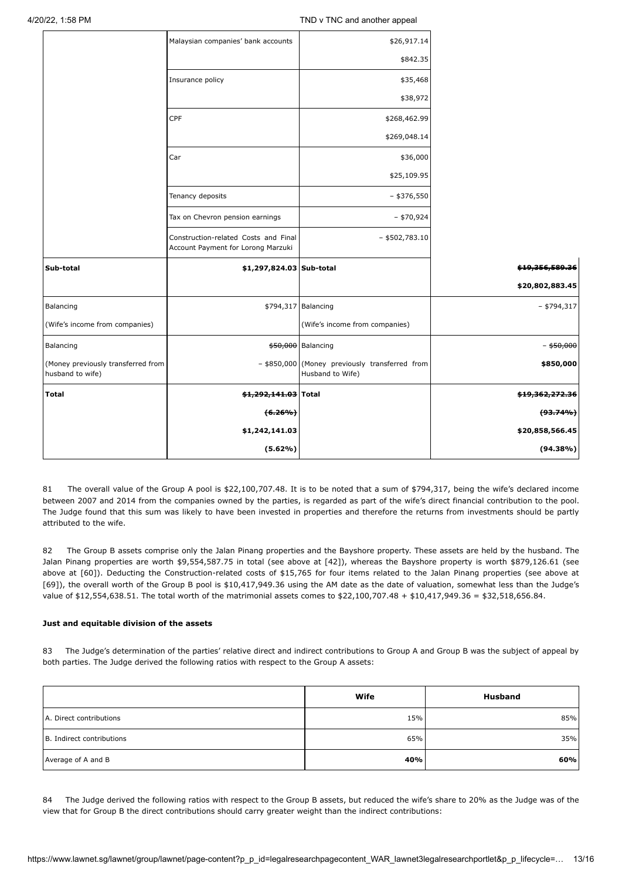|  | Malaysian companies' bank accounts | \$26,917.14<br>\$842.35 |  |
|---|---|---|---|
|  | Insurance policy | \$35,468<br>\$38,972 |  |
|  | CPF | \$268,462.99<br>\$269,048.14 |  |
|  | Car | \$36,000<br>\$25,109.95 |  |
|  | Tenancy deposits | – \$376,550 |  |
|  | Tax on Chevron pension earnings | – \$70,924 |  |
|  | Construction-related Costs and Final Account Payment for Lorong Marzuki | – \$502,783.10 |  |
| **Sub-total** | **\$1,297,824.03** | **Sub-total** | ~~**\$19,356,589.36**~~<br>**\$20,802,883.45** |
| Balancing<br>(Wife's income from companies) | \$794,317 | Balancing<br>(Wife's income from companies) | – \$794,317 |
| Balancing<br>(Money previously transferred from husband to wife) | ~~\$50,000~~<br>– \$850,000 | Balancing<br>(Money previously transferred from Husband to Wife) | ~~– \$50,000~~<br>**\$850,000** |
| **Total** | ~~**\$1,292,141.03**~~<br>~~**(6.26%)**~~<br>**\$1,242,141.03**<br>**(5.62%)** | **Total** | ~~**\$19,362,272.36**~~<br>~~**(93.74%)**~~<br>**\$20,858,566.45**<br>**(94.38%)** |

81 The overall value of the Group A pool is \$22,100,707.48. It is to be noted that a sum of \$794,317, being the wife's declared income between 2007 and 2014 from the companies owned by the parties, is regarded as part of the wife's direct financial contribution to the pool. The Judge found that this sum was likely to have been invested in properties and therefore the returns from investments should be partly attributed to the wife.

82 The Group B assets comprise only the Jalan Pinang properties and the Bayshore property. These assets are held by the husband. The Jalan Pinang properties are worth \$9,554,587.75 in total (see above at [42]), whereas the Bayshore property is worth \$879,126.61 (see above at [60]). Deducting the Construction-related costs of \$15,765 for four items related to the Jalan Pinang properties (see above at [69]), the overall worth of the Group B pool is \$10,417,949.36 using the AM date as the date of valuation, somewhat less than the Judge's value of \$12,554,638.51. The total worth of the matrimonial assets comes to \$22,100,707.48 + \$10,417,949.36 = \$32,518,656.84.

**Just and equitable division of the assets**

83 The Judge's determination of the parties' relative direct and indirect contributions to Group A and Group B was the subject of appeal by both parties. The Judge derived the following ratios with respect to the Group A assets:

|  | Wife | Husband |
|---|---|---|
| A. Direct contributions | 15% | 85% |
| B. Indirect contributions | 65% | 35% |
| Average of A and B | **40%** | **60%** |

84 The Judge derived the following ratios with respect to the Group B assets, but reduced the wife's share to 20% as the Judge was of the view that for Group B the direct contributions should carry greater weight than the indirect contributions: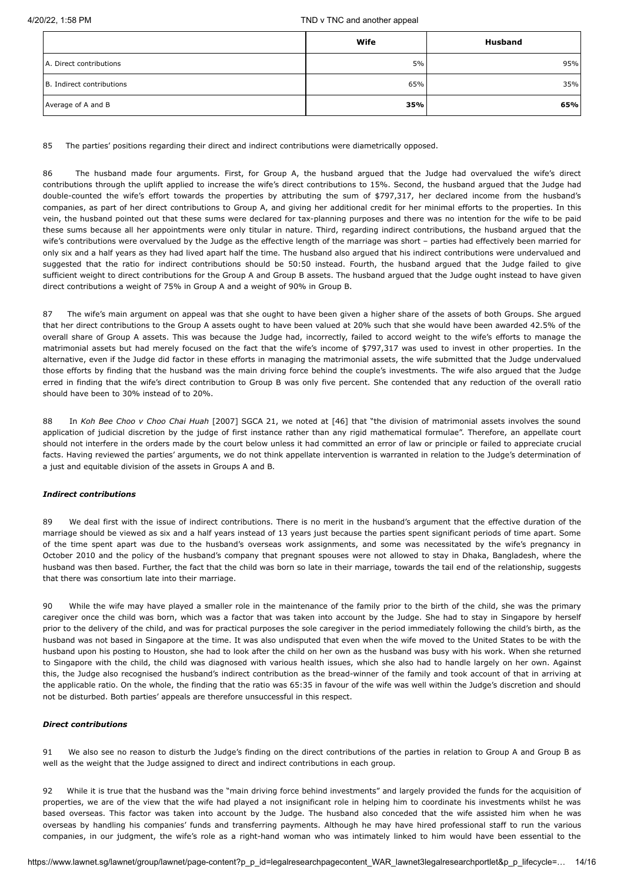| | Wife | Husband |
|---|---|---|
| A. Direct contributions | 5% | 95% |
| B. Indirect contributions | 65% | 35% |
| Average of A and B | **35%** | **65%** |

85 The parties' positions regarding their direct and indirect contributions were diametrically opposed.

86 The husband made four arguments. First, for Group A, the husband argued that the Judge had overvalued the wife's direct contributions through the uplift applied to increase the wife's direct contributions to 15%. Second, the husband argued that the Judge had double-counted the wife's effort towards the properties by attributing the sum of $797,317, her declared income from the husband's companies, as part of her direct contributions to Group A, and giving her additional credit for her minimal efforts to the properties. In this vein, the husband pointed out that these sums were declared for tax-planning purposes and there was no intention for the wife to be paid these sums because all her appointments were only titular in nature. Third, regarding indirect contributions, the husband argued that the wife's contributions were overvalued by the Judge as the effective length of the marriage was short – parties had effectively been married for only six and a half years as they had lived apart half the time. The husband also argued that his indirect contributions were undervalued and suggested that the ratio for indirect contributions should be 50:50 instead. Fourth, the husband argued that the Judge failed to give sufficient weight to direct contributions for the Group A and Group B assets. The husband argued that the Judge ought instead to have given direct contributions a weight of 75% in Group A and a weight of 90% in Group B.

87 The wife's main argument on appeal was that she ought to have been given a higher share of the assets of both Groups. She argued that her direct contributions to the Group A assets ought to have been valued at 20% such that she would have been awarded 42.5% of the overall share of Group A assets. This was because the Judge had, incorrectly, failed to accord weight to the wife's efforts to manage the matrimonial assets but had merely focused on the fact that the wife's income of $797,317 was used to invest in other properties. In the alternative, even if the Judge did factor in these efforts in managing the matrimonial assets, the wife submitted that the Judge undervalued those efforts by finding that the husband was the main driving force behind the couple's investments. The wife also argued that the Judge erred in finding that the wife's direct contribution to Group B was only five percent. She contended that any reduction of the overall ratio should have been to 30% instead of to 20%.

88 In *Koh Bee Choo v Choo Chai Huah* [2007] SGCA 21, we noted at [46] that "the division of matrimonial assets involves the sound application of judicial discretion by the judge of first instance rather than any rigid mathematical formulae". Therefore, an appellate court should not interfere in the orders made by the court below unless it had committed an error of law or principle or failed to appreciate crucial facts. Having reviewed the parties' arguments, we do not think appellate intervention is warranted in relation to the Judge's determination of a just and equitable division of the assets in Groups A and B.

#### *Indirect contributions*

89 We deal first with the issue of indirect contributions. There is no merit in the husband's argument that the effective duration of the marriage should be viewed as six and a half years instead of 13 years just because the parties spent significant periods of time apart. Some of the time spent apart was due to the husband's overseas work assignments, and some was necessitated by the wife's pregnancy in October 2010 and the policy of the husband's company that pregnant spouses were not allowed to stay in Dhaka, Bangladesh, where the husband was then based. Further, the fact that the child was born so late in their marriage, towards the tail end of the relationship, suggests that there was consortium late into their marriage.

90 While the wife may have played a smaller role in the maintenance of the family prior to the birth of the child, she was the primary caregiver once the child was born, which was a factor that was taken into account by the Judge. She had to stay in Singapore by herself prior to the delivery of the child, and was for practical purposes the sole caregiver in the period immediately following the child's birth, as the husband was not based in Singapore at the time. It was also undisputed that even when the wife moved to the United States to be with the husband upon his posting to Houston, she had to look after the child on her own as the husband was busy with his work. When she returned to Singapore with the child, the child was diagnosed with various health issues, which she also had to handle largely on her own. Against this, the Judge also recognised the husband's indirect contribution as the bread-winner of the family and took account of that in arriving at the applicable ratio. On the whole, the finding that the ratio was 65:35 in favour of the wife was well within the Judge's discretion and should not be disturbed. Both parties' appeals are therefore unsuccessful in this respect.

#### *Direct contributions*

91 We also see no reason to disturb the Judge's finding on the direct contributions of the parties in relation to Group A and Group B as well as the weight that the Judge assigned to direct and indirect contributions in each group.

92 While it is true that the husband was the "main driving force behind investments" and largely provided the funds for the acquisition of properties, we are of the view that the wife had played a not insignificant role in helping him to coordinate his investments whilst he was based overseas. This factor was taken into account by the Judge. The husband also conceded that the wife assisted him when he was overseas by handling his companies' funds and transferring payments. Although he may have hired professional staff to run the various companies, in our judgment, the wife's role as a right-hand woman who was intimately linked to him would have been essential to the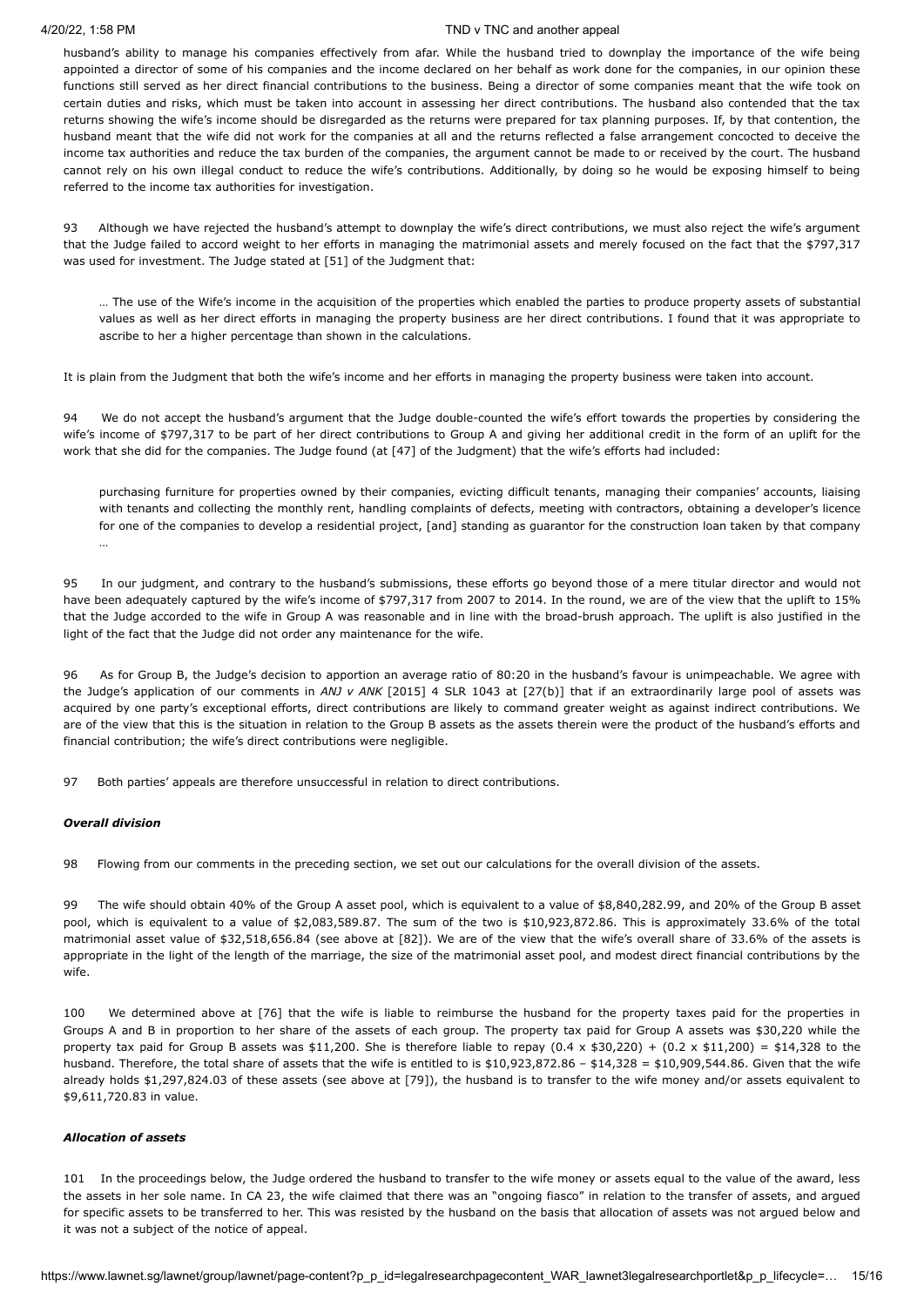husband's ability to manage his companies effectively from afar. While the husband tried to downplay the importance of the wife being appointed a director of some of his companies and the income declared on her behalf as work done for the companies, in our opinion these functions still served as her direct financial contributions to the business. Being a director of some companies meant that the wife took on certain duties and risks, which must be taken into account in assessing her direct contributions. The husband also contended that the tax returns showing the wife's income should be disregarded as the returns were prepared for tax planning purposes. If, by that contention, the husband meant that the wife did not work for the companies at all and the returns reflected a false arrangement concocted to deceive the income tax authorities and reduce the tax burden of the companies, the argument cannot be made to or received by the court. The husband cannot rely on his own illegal conduct to reduce the wife's contributions. Additionally, by doing so he would be exposing himself to being referred to the income tax authorities for investigation.

93 Although we have rejected the husband's attempt to downplay the wife's direct contributions, we must also reject the wife's argument that the Judge failed to accord weight to her efforts in managing the matrimonial assets and merely focused on the fact that the $797,317 was used for investment. The Judge stated at [51] of the Judgment that:

> … The use of the Wife's income in the acquisition of the properties which enabled the parties to produce property assets of substantial values as well as her direct efforts in managing the property business are her direct contributions. I found that it was appropriate to ascribe to her a higher percentage than shown in the calculations.

It is plain from the Judgment that both the wife's income and her efforts in managing the property business were taken into account.

94 We do not accept the husband's argument that the Judge double-counted the wife's effort towards the properties by considering the wife's income of $797,317 to be part of her direct contributions to Group A and giving her additional credit in the form of an uplift for the work that she did for the companies. The Judge found (at [47] of the Judgment) that the wife's efforts had included:

> purchasing furniture for properties owned by their companies, evicting difficult tenants, managing their companies' accounts, liaising with tenants and collecting the monthly rent, handling complaints of defects, meeting with contractors, obtaining a developer's licence for one of the companies to develop a residential project, [and] standing as guarantor for the construction loan taken by that company …

95 In our judgment, and contrary to the husband's submissions, these efforts go beyond those of a mere titular director and would not have been adequately captured by the wife's income of $797,317 from 2007 to 2014. In the round, we are of the view that the uplift to 15% that the Judge accorded to the wife in Group A was reasonable and in line with the broad-brush approach. The uplift is also justified in the light of the fact that the Judge did not order any maintenance for the wife.

96 As for Group B, the Judge's decision to apportion an average ratio of 80:20 in the husband's favour is unimpeachable. We agree with the Judge's application of our comments in *ANJ v ANK* [2015] 4 SLR 1043 at [27(b)] that if an extraordinarily large pool of assets was acquired by one party's exceptional efforts, direct contributions are likely to command greater weight as against indirect contributions. We are of the view that this is the situation in relation to the Group B assets as the assets therein were the product of the husband's efforts and financial contribution; the wife's direct contributions were negligible.

97 Both parties' appeals are therefore unsuccessful in relation to direct contributions.

***Overall division***

98 Flowing from our comments in the preceding section, we set out our calculations for the overall division of the assets.

99 The wife should obtain 40% of the Group A asset pool, which is equivalent to a value of $8,840,282.99, and 20% of the Group B asset pool, which is equivalent to a value of $2,083,589.87. The sum of the two is $10,923,872.86. This is approximately 33.6% of the total matrimonial asset value of $32,518,656.84 (see above at [82]). We are of the view that the wife's overall share of 33.6% of the assets is appropriate in the light of the length of the marriage, the size of the matrimonial asset pool, and modest direct financial contributions by the wife.

100 We determined above at [76] that the wife is liable to reimburse the husband for the property taxes paid for the properties in Groups A and B in proportion to her share of the assets of each group. The property tax paid for Group A assets was $30,220 while the property tax paid for Group B assets was $11,200. She is therefore liable to repay (0.4 x $30,220) + (0.2 x $11,200) = $14,328 to the husband. Therefore, the total share of assets that the wife is entitled to is $10,923,872.86 – $14,328 = $10,909,544.86. Given that the wife already holds $1,297,824.03 of these assets (see above at [79]), the husband is to transfer to the wife money and/or assets equivalent to $9,611,720.83 in value.

***Allocation of assets***

101 In the proceedings below, the Judge ordered the husband to transfer to the wife money or assets equal to the value of the award, less the assets in her sole name. In CA 23, the wife claimed that there was an "ongoing fiasco" in relation to the transfer of assets, and argued for specific assets to be transferred to her. This was resisted by the husband on the basis that allocation of assets was not argued below and it was not a subject of the notice of appeal.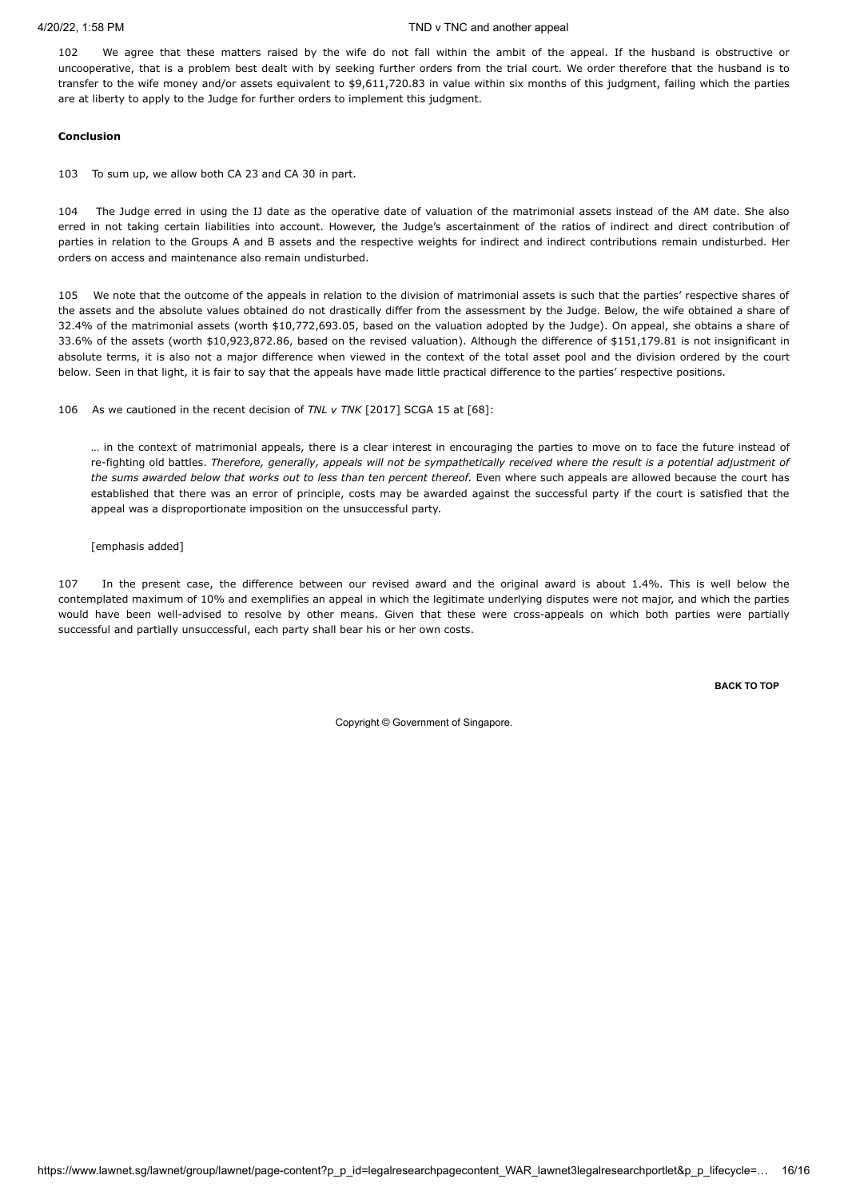102 We agree that these matters raised by the wife do not fall within the ambit of the appeal. If the husband is obstructive or uncooperative, that is a problem best dealt with by seeking further orders from the trial court. We order therefore that the husband is to transfer to the wife money and/or assets equivalent to $9,611,720.83 in value within six months of this judgment, failing which the parties are at liberty to apply to the Judge for further orders to implement this judgment.

**Conclusion**

103 To sum up, we allow both CA 23 and CA 30 in part.

104 The Judge erred in using the IJ date as the operative date of valuation of the matrimonial assets instead of the AM date. She also erred in not taking certain liabilities into account. However, the Judge's ascertainment of the ratios of indirect and direct contribution of parties in relation to the Groups A and B assets and the respective weights for indirect and indirect contributions remain undisturbed. Her orders on access and maintenance also remain undisturbed.

105 We note that the outcome of the appeals in relation to the division of matrimonial assets is such that the parties' respective shares of the assets and the absolute values obtained do not drastically differ from the assessment by the Judge. Below, the wife obtained a share of 32.4% of the matrimonial assets (worth $10,772,693.05, based on the valuation adopted by the Judge). On appeal, she obtains a share of 33.6% of the assets (worth $10,923,872.86, based on the revised valuation). Although the difference of $151,179.81 is not insignificant in absolute terms, it is also not a major difference when viewed in the context of the total asset pool and the division ordered by the court below. Seen in that light, it is fair to say that the appeals have made little practical difference to the parties' respective positions.

106 As we cautioned in the recent decision of *TNL v TNK* [2017] SCGA 15 at [68]:

> … in the context of matrimonial appeals, there is a clear interest in encouraging the parties to move on to face the future instead of re-fighting old battles. *Therefore, generally, appeals will not be sympathetically received where the result is a potential adjustment of the sums awarded below that works out to less than ten percent thereof.* Even where such appeals are allowed because the court has established that there was an error of principle, costs may be awarded against the successful party if the court is satisfied that the appeal was a disproportionate imposition on the unsuccessful party.
>
> [emphasis added]

107 In the present case, the difference between our revised award and the original award is about 1.4%. This is well below the contemplated maximum of 10% and exemplifies an appeal in which the legitimate underlying disputes were not major, and which the parties would have been well-advised to resolve by other means. Given that these were cross-appeals on which both parties were partially successful and partially unsuccessful, each party shall bear his or her own costs.

BACK TO TOP

Copyright © Government of Singapore.